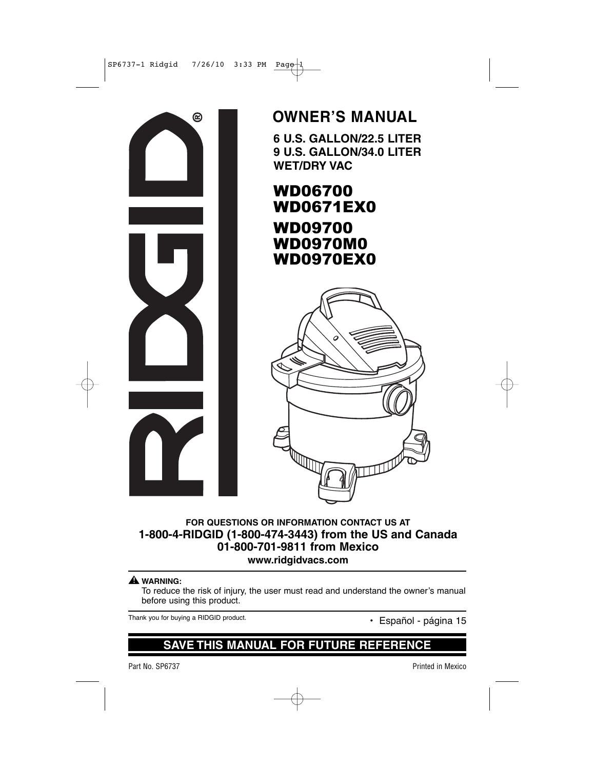# OWNER'S MANUAL

**6 U.S. GALLON/22.5 LITER**
**9 U.S. GALLON/34.0 LITER**
**WET/DRY VAC**

## WD06700
## WD0671EX0
## WD09700
## WD0970M0
## WD0970EX0

**FOR QUESTIONS OR INFORMATION CONTACT US AT**
**1-800-4-RIDGID (1-800-474-3443) from the US and Canada**
**01-800-701-9811 from Mexico**
**www.ridgidvacs.com**

**⚠ WARNING:**
To reduce the risk of injury, the user must read and understand the owner's manual before using this product.

Thank you for buying a RIDGID product.

• Español - página 15

## SAVE THIS MANUAL FOR FUTURE REFERENCE

Part No. SP6737

Printed in Mexico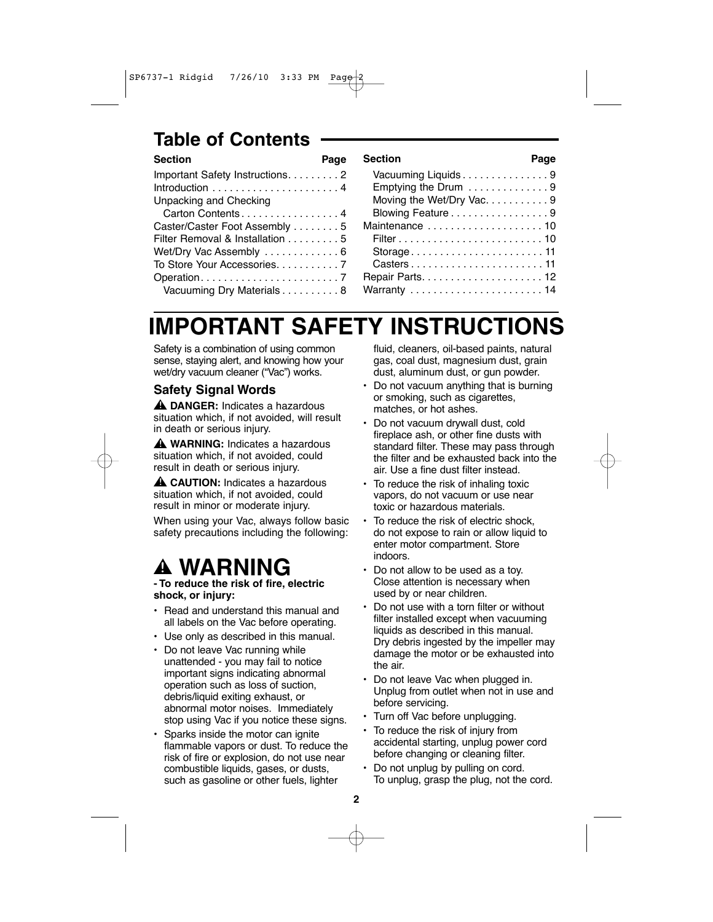## Table of Contents

| Section | Page |
|---|---|
| Important Safety Instructions | 2 |
| Introduction | 4 |
| Unpacking and Checking Carton Contents | 4 |
| Caster/Caster Foot Assembly | 5 |
| Filter Removal & Installation | 5 |
| Wet/Dry Vac Assembly | 6 |
| To Store Your Accessories | 7 |
| Operation | 7 |
| Vacuuming Dry Materials | 8 |
| Vacuuming Liquids | 9 |
| Emptying the Drum | 9 |
| Moving the Wet/Dry Vac | 9 |
| Blowing Feature | 9 |
| Maintenance | 10 |
| Filter | 10 |
| Storage | 11 |
| Casters | 11 |
| Repair Parts | 12 |
| Warranty | 14 |

# IMPORTANT SAFETY INSTRUCTIONS

Safety is a combination of using common sense, staying alert, and knowing how your wet/dry vacuum cleaner ("Vac") works.

### Safety Signal Words

⚠ **DANGER:** Indicates a hazardous situation which, if not avoided, will result in death or serious injury.

⚠ **WARNING:** Indicates a hazardous situation which, if not avoided, could result in death or serious injury.

⚠ **CAUTION:** Indicates a hazardous situation which, if not avoided, could result in minor or moderate injury.

When using your Vac, always follow basic safety precautions including the following:

## ⚠ WARNING

**- To reduce the risk of fire, electric shock, or injury:**

- Read and understand this manual and all labels on the Vac before operating.
- Use only as described in this manual.
- Do not leave Vac running while unattended - you may fail to notice important signs indicating abnormal operation such as loss of suction, debris/liquid exiting exhaust, or abnormal motor noises. Immediately stop using Vac if you notice these signs.
- Sparks inside the motor can ignite flammable vapors or dust. To reduce the risk of fire or explosion, do not use near combustible liquids, gases, or dusts, such as gasoline or other fuels, lighter fluid, cleaners, oil-based paints, natural gas, coal dust, magnesium dust, grain dust, aluminum dust, or gun powder.
- Do not vacuum anything that is burning or smoking, such as cigarettes, matches, or hot ashes.
- Do not vacuum drywall dust, cold fireplace ash, or other fine dusts with standard filter. These may pass through the filter and be exhausted back into the air. Use a fine dust filter instead.
- To reduce the risk of inhaling toxic vapors, do not vacuum or use near toxic or hazardous materials.
- To reduce the risk of electric shock, do not expose to rain or allow liquid to enter motor compartment. Store indoors.
- Do not allow to be used as a toy. Close attention is necessary when used by or near children.
- Do not use with a torn filter or without filter installed except when vacuuming liquids as described in this manual. Dry debris ingested by the impeller may damage the motor or be exhausted into the air.
- Do not leave Vac when plugged in. Unplug from outlet when not in use and before servicing.
- Turn off Vac before unplugging.
- To reduce the risk of injury from accidental starting, unplug power cord before changing or cleaning filter.
- Do not unplug by pulling on cord. To unplug, grasp the plug, not the cord.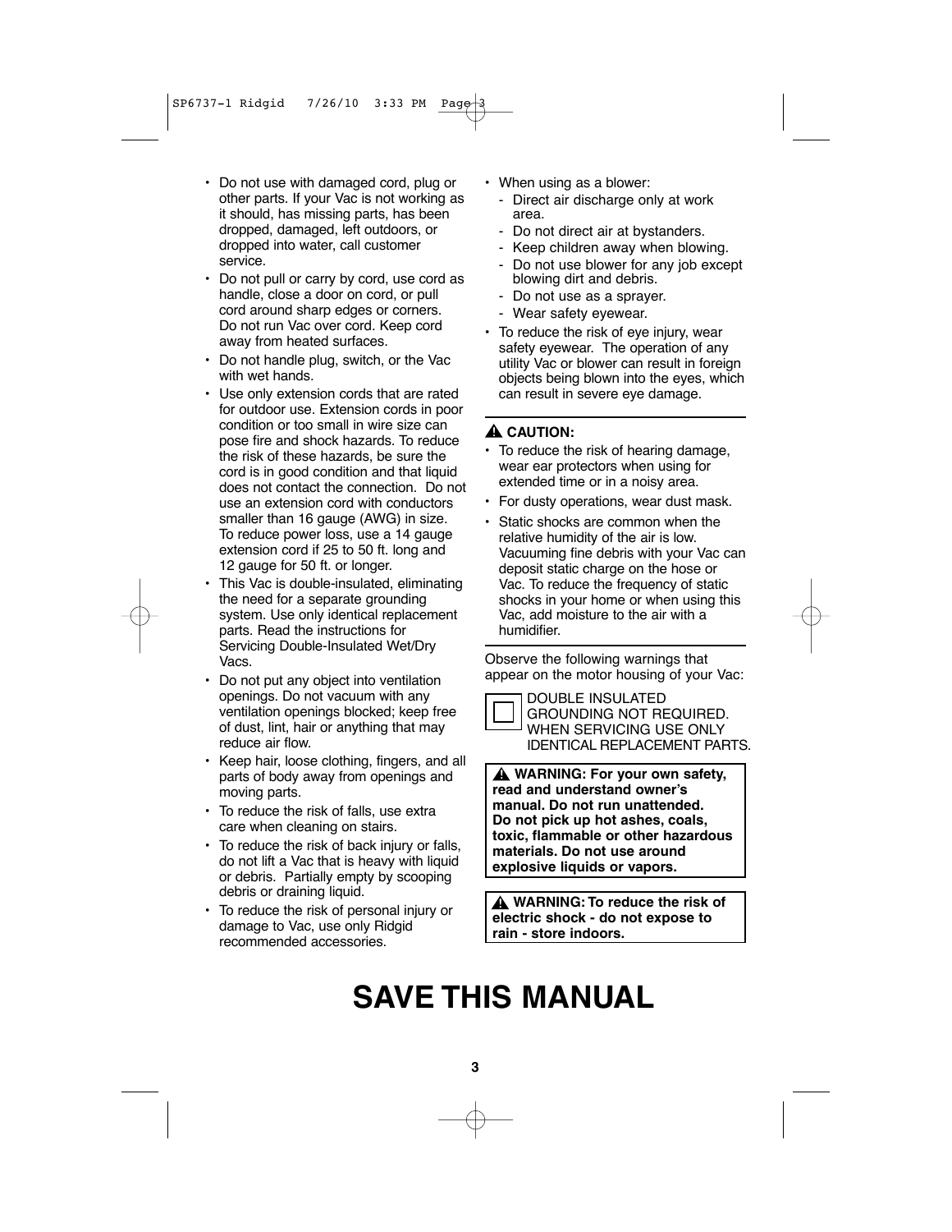- Do not use with damaged cord, plug or other parts. If your Vac is not working as it should, has missing parts, has been dropped, damaged, left outdoors, or dropped into water, call customer service.
- Do not pull or carry by cord, use cord as handle, close a door on cord, or pull cord around sharp edges or corners. Do not run Vac over cord. Keep cord away from heated surfaces.
- Do not handle plug, switch, or the Vac with wet hands.
- Use only extension cords that are rated for outdoor use. Extension cords in poor condition or too small in wire size can pose fire and shock hazards. To reduce the risk of these hazards, be sure the cord is in good condition and that liquid does not contact the connection. Do not use an extension cord with conductors smaller than 16 gauge (AWG) in size. To reduce power loss, use a 14 gauge extension cord if 25 to 50 ft. long and 12 gauge for 50 ft. or longer.
- This Vac is double-insulated, eliminating the need for a separate grounding system. Use only identical replacement parts. Read the instructions for Servicing Double-Insulated Wet/Dry Vacs.
- Do not put any object into ventilation openings. Do not vacuum with any ventilation openings blocked; keep free of dust, lint, hair or anything that may reduce air flow.
- Keep hair, loose clothing, fingers, and all parts of body away from openings and moving parts.
- To reduce the risk of falls, use extra care when cleaning on stairs.
- To reduce the risk of back injury or falls, do not lift a Vac that is heavy with liquid or debris. Partially empty by scooping debris or draining liquid.
- To reduce the risk of personal injury or damage to Vac, use only Ridgid recommended accessories.
- When using as a blower:
  - Direct air discharge only at work area.
  - Do not direct air at bystanders.
  - Keep children away when blowing.
  - Do not use blower for any job except blowing dirt and debris.
  - Do not use as a sprayer.
  - Wear safety eyewear.
- To reduce the risk of eye injury, wear safety eyewear. The operation of any utility Vac or blower can result in foreign objects being blown into the eyes, which can result in severe eye damage.

**⚠ CAUTION:**

- To reduce the risk of hearing damage, wear ear protectors when using for extended time or in a noisy area.
- For dusty operations, wear dust mask.
- Static shocks are common when the relative humidity of the air is low. Vacuuming fine debris with your Vac can deposit static charge on the hose or Vac. To reduce the frequency of static shocks in your home or when using this Vac, add moisture to the air with a humidifier.

Observe the following warnings that appear on the motor housing of your Vac:

DOUBLE INSULATED GROUNDING NOT REQUIRED. WHEN SERVICING USE ONLY IDENTICAL REPLACEMENT PARTS.

**⚠ WARNING: For your own safety, read and understand owner's manual. Do not run unattended. Do not pick up hot ashes, coals, toxic, flammable or other hazardous materials. Do not use around explosive liquids or vapors.**

**⚠ WARNING: To reduce the risk of electric shock - do not expose to rain - store indoors.**

# SAVE THIS MANUAL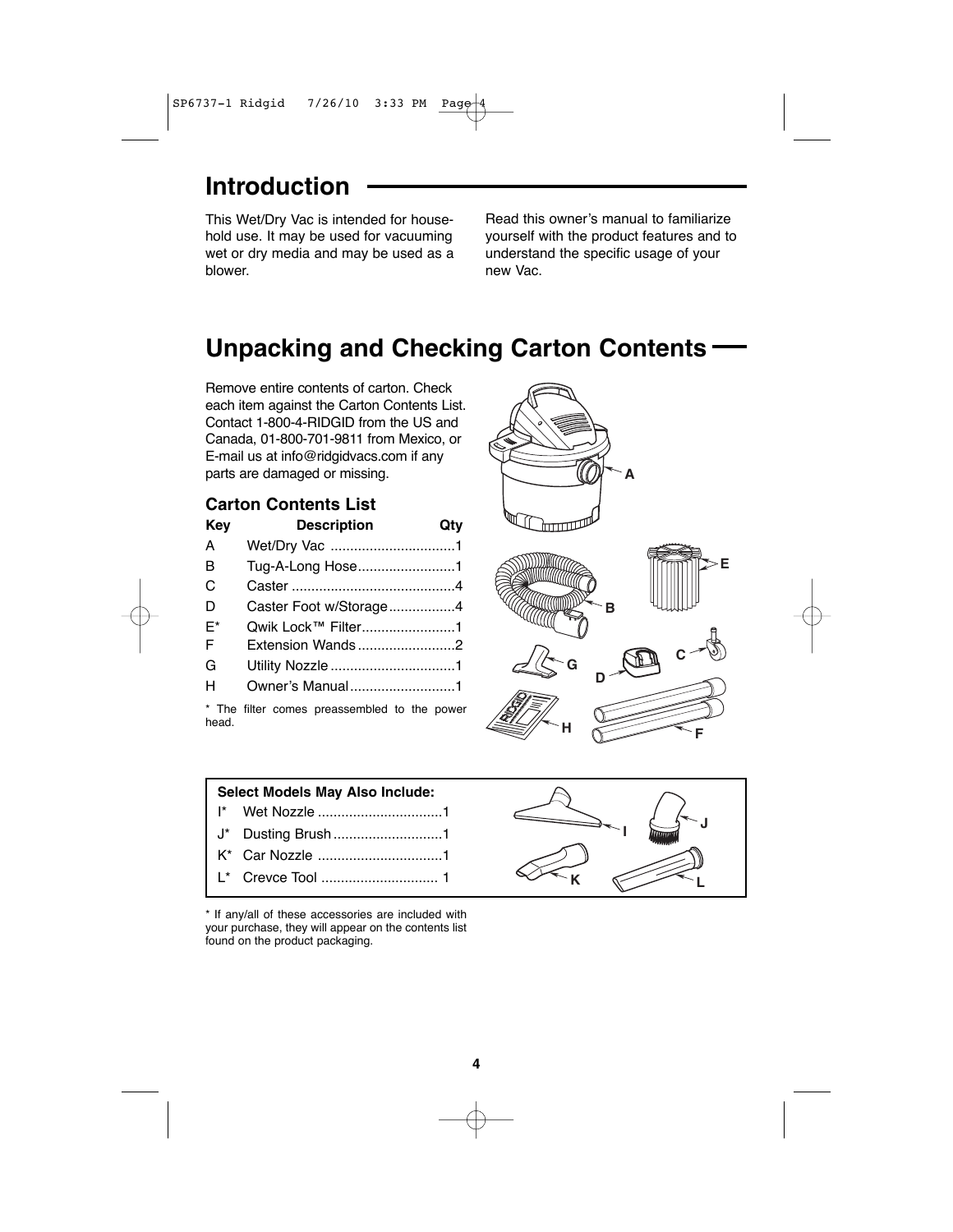## Introduction

This Wet/Dry Vac is intended for household use. It may be used for vacuuming wet or dry media and may be used as a blower.

Read this owner's manual to familiarize yourself with the product features and to understand the specific usage of your new Vac.

## Unpacking and Checking Carton Contents

Remove entire contents of carton. Check each item against the Carton Contents List. Contact 1-800-4-RIDGID from the US and Canada, 01-800-701-9811 from Mexico, or E-mail us at info@ridgidvacs.com if any parts are damaged or missing.

### Carton Contents List

| Key | Description | Qty |
|---|---|---|
| A | Wet/Dry Vac | 1 |
| B | Tug-A-Long Hose | 1 |
| C | Caster | 4 |
| D | Caster Foot w/Storage | 4 |
| E* | Qwik Lock™ Filter | 1 |
| F | Extension Wands | 2 |
| G | Utility Nozzle | 1 |
| H | Owner's Manual | 1 |

* The filter comes preassembled to the power head.

**Select Models May Also Include:**

| | | |
|---|---|---|
| I* | Wet Nozzle | 1 |
| J* | Dusting Brush | 1 |
| K* | Car Nozzle | 1 |
| L* | Crevce Tool | 1 |

* If any/all of these accessories are included with your purchase, they will appear on the contents list found on the product packaging.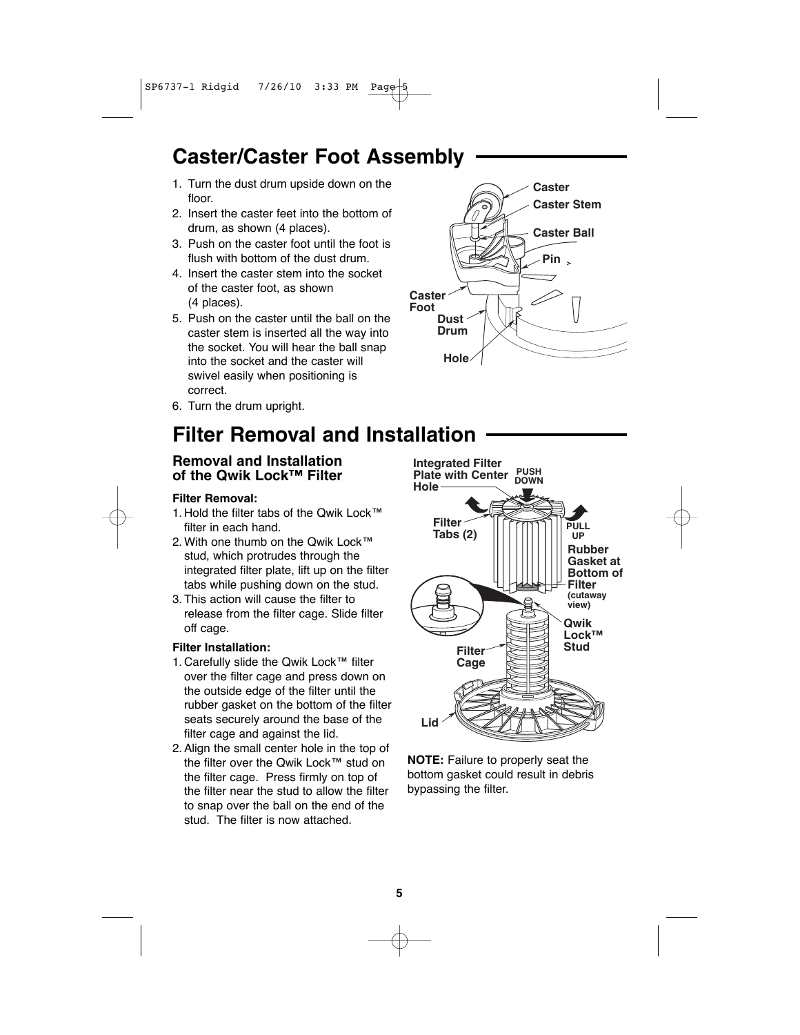## Caster/Caster Foot Assembly

1. Turn the dust drum upside down on the floor.
2. Insert the caster feet into the bottom of drum, as shown (4 places).
3. Push on the caster foot until the foot is flush with bottom of the dust drum.
4. Insert the caster stem into the socket of the caster foot, as shown (4 places).
5. Push on the caster until the ball on the caster stem is inserted all the way into the socket. You will hear the ball snap into the socket and the caster will swivel easily when positioning is correct.
6. Turn the drum upright.

Caster
Caster Stem
Caster Ball
Pin
Caster Foot
Dust Drum
Hole

## Filter Removal and Installation

### Removal and Installation of the Qwik Lock™ Filter

**Filter Removal:**

1. Hold the filter tabs of the Qwik Lock™ filter in each hand.
2. With one thumb on the Qwik Lock™ stud, which protrudes through the integrated filter plate, lift up on the filter tabs while pushing down on the stud.
3. This action will cause the filter to release from the filter cage. Slide filter off cage.

**Filter Installation:**

1. Carefully slide the Qwik Lock™ filter over the filter cage and press down on the outside edge of the filter until the rubber gasket on the bottom of the filter seats securely around the base of the filter cage and against the lid.
2. Align the small center hole in the top of the filter over the Qwik Lock™ stud on the filter cage. Press firmly on top of the filter near the stud to allow the filter to snap over the ball on the end of the stud. The filter is now attached.

Integrated Filter Plate with Center Hole
PUSH DOWN
Filter Tabs (2)
PULL UP
Rubber Gasket at Bottom of Filter (cutaway view)
Qwik Lock™ Stud
Filter Cage
Lid

**NOTE:** Failure to properly seat the bottom gasket could result in debris bypassing the filter.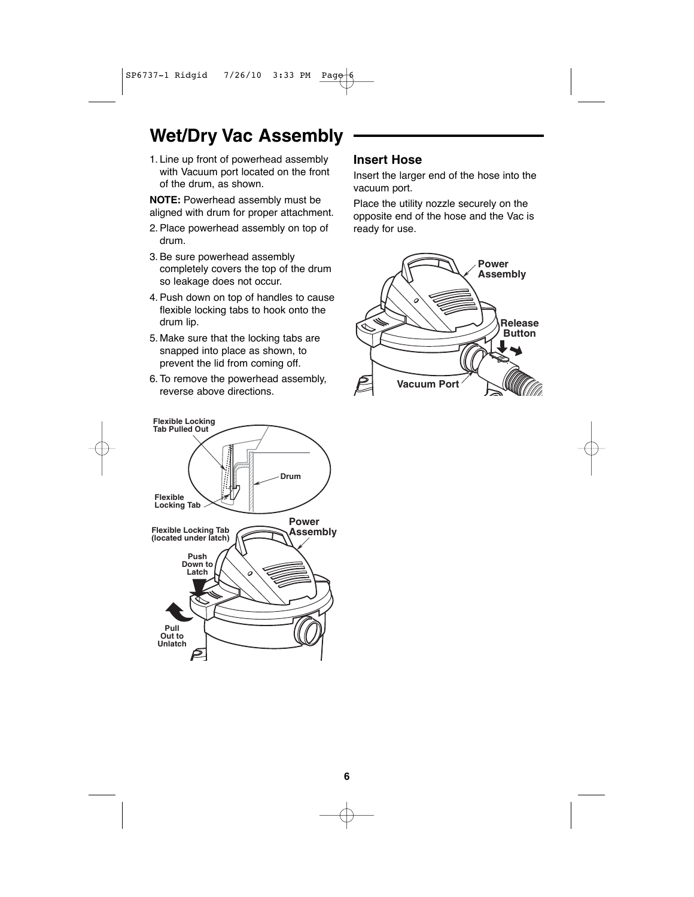# Wet/Dry Vac Assembly

1. Line up front of powerhead assembly with Vacuum port located on the front of the drum, as shown.

**NOTE:** Powerhead assembly must be aligned with drum for proper attachment.

2. Place powerhead assembly on top of drum.
3. Be sure powerhead assembly completely covers the top of the drum so leakage does not occur.
4. Push down on top of handles to cause flexible locking tabs to hook onto the drum lip.
5. Make sure that the locking tabs are snapped into place as shown, to prevent the lid from coming off.
6. To remove the powerhead assembly, reverse above directions.

Flexible Locking Tab Pulled Out

Drum

Flexible Locking Tab

Flexible Locking Tab (located under latch)

Power Assembly

Push Down to Latch

Pull Out to Unlatch

## Insert Hose

Insert the larger end of the hose into the vacuum port.

Place the utility nozzle securely on the opposite end of the hose and the Vac is ready for use.

Power Assembly

Release Button

Vacuum Port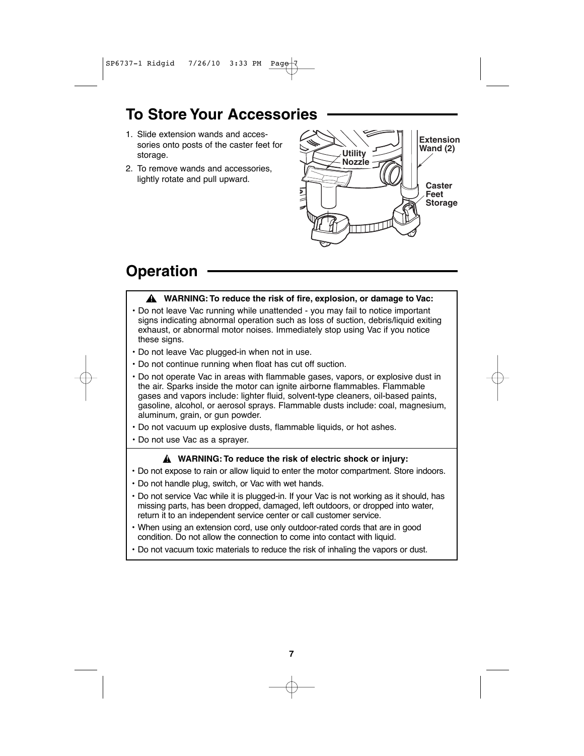## To Store Your Accessories

1. Slide extension wands and accessories onto posts of the caster feet for storage.
2. To remove wands and accessories, lightly rotate and pull upward.

Utility Nozzle

Extension Wand (2)

Caster Feet Storage

## Operation

**⚠ WARNING: To reduce the risk of fire, explosion, or damage to Vac:**

- Do not leave Vac running while unattended - you may fail to notice important signs indicating abnormal operation such as loss of suction, debris/liquid exiting exhaust, or abnormal motor noises. Immediately stop using Vac if you notice these signs.
- Do not leave Vac plugged-in when not in use.
- Do not continue running when float has cut off suction.
- Do not operate Vac in areas with flammable gases, vapors, or explosive dust in the air. Sparks inside the motor can ignite airborne flammables. Flammable gases and vapors include: lighter fluid, solvent-type cleaners, oil-based paints, gasoline, alcohol, or aerosol sprays. Flammable dusts include: coal, magnesium, aluminum, grain, or gun powder.
- Do not vacuum up explosive dusts, flammable liquids, or hot ashes.
- Do not use Vac as a sprayer.

**⚠ WARNING: To reduce the risk of electric shock or injury:**

- Do not expose to rain or allow liquid to enter the motor compartment. Store indoors.
- Do not handle plug, switch, or Vac with wet hands.
- Do not service Vac while it is plugged-in. If your Vac is not working as it should, has missing parts, has been dropped, damaged, left outdoors, or dropped into water, return it to an independent service center or call customer service.
- When using an extension cord, use only outdoor-rated cords that are in good condition. Do not allow the connection to come into contact with liquid.
- Do not vacuum toxic materials to reduce the risk of inhaling the vapors or dust.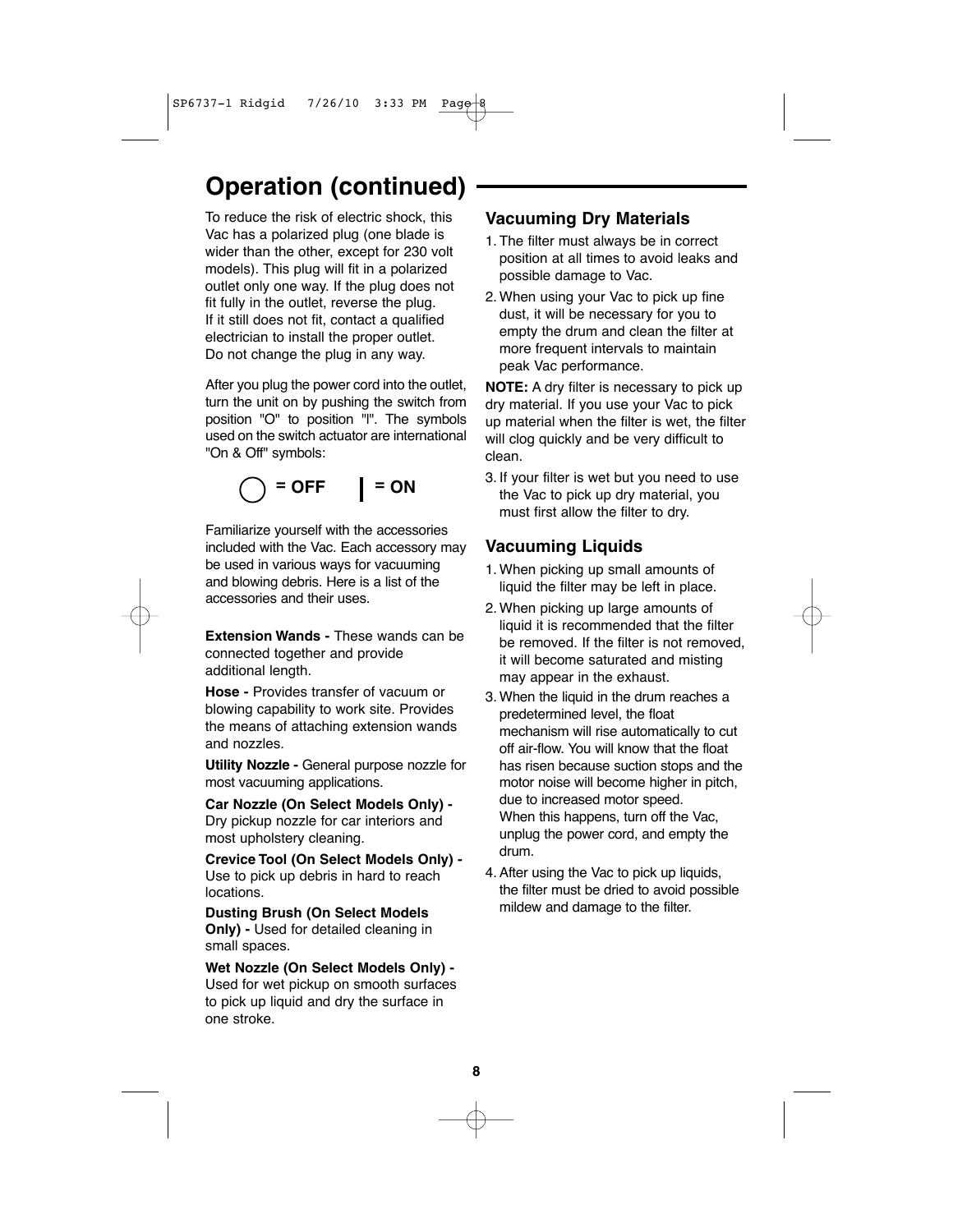## Operation (continued)

To reduce the risk of electric shock, this Vac has a polarized plug (one blade is wider than the other, except for 230 volt models). This plug will fit in a polarized outlet only one way. If the plug does not fit fully in the outlet, reverse the plug. If it still does not fit, contact a qualified electrician to install the proper outlet. Do not change the plug in any way.

After you plug the power cord into the outlet, turn the unit on by pushing the switch from position "O" to position "I". The symbols used on the switch actuator are international "On & Off" symbols:

**◯ = OFF** **| = ON**

Familiarize yourself with the accessories included with the Vac. Each accessory may be used in various ways for vacuuming and blowing debris. Here is a list of the accessories and their uses.

**Extension Wands -** These wands can be connected together and provide additional length.

**Hose -** Provides transfer of vacuum or blowing capability to work site. Provides the means of attaching extension wands and nozzles.

**Utility Nozzle -** General purpose nozzle for most vacuuming applications.

**Car Nozzle (On Select Models Only) -** Dry pickup nozzle for car interiors and most upholstery cleaning.

**Crevice Tool (On Select Models Only) -** Use to pick up debris in hard to reach locations.

**Dusting Brush (On Select Models Only) -** Used for detailed cleaning in small spaces.

**Wet Nozzle (On Select Models Only) -** Used for wet pickup on smooth surfaces to pick up liquid and dry the surface in one stroke.

### Vacuuming Dry Materials

1. The filter must always be in correct position at all times to avoid leaks and possible damage to Vac.
2. When using your Vac to pick up fine dust, it will be necessary for you to empty the drum and clean the filter at more frequent intervals to maintain peak Vac performance.

**NOTE:** A dry filter is necessary to pick up dry material. If you use your Vac to pick up material when the filter is wet, the filter will clog quickly and be very difficult to clean.

3. If your filter is wet but you need to use the Vac to pick up dry material, you must first allow the filter to dry.

### Vacuuming Liquids

1. When picking up small amounts of liquid the filter may be left in place.
2. When picking up large amounts of liquid it is recommended that the filter be removed. If the filter is not removed, it will become saturated and misting may appear in the exhaust.
3. When the liquid in the drum reaches a predetermined level, the float mechanism will rise automatically to cut off air-flow. You will know that the float has risen because suction stops and the motor noise will become higher in pitch, due to increased motor speed. When this happens, turn off the Vac, unplug the power cord, and empty the drum.
4. After using the Vac to pick up liquids, the filter must be dried to avoid possible mildew and damage to the filter.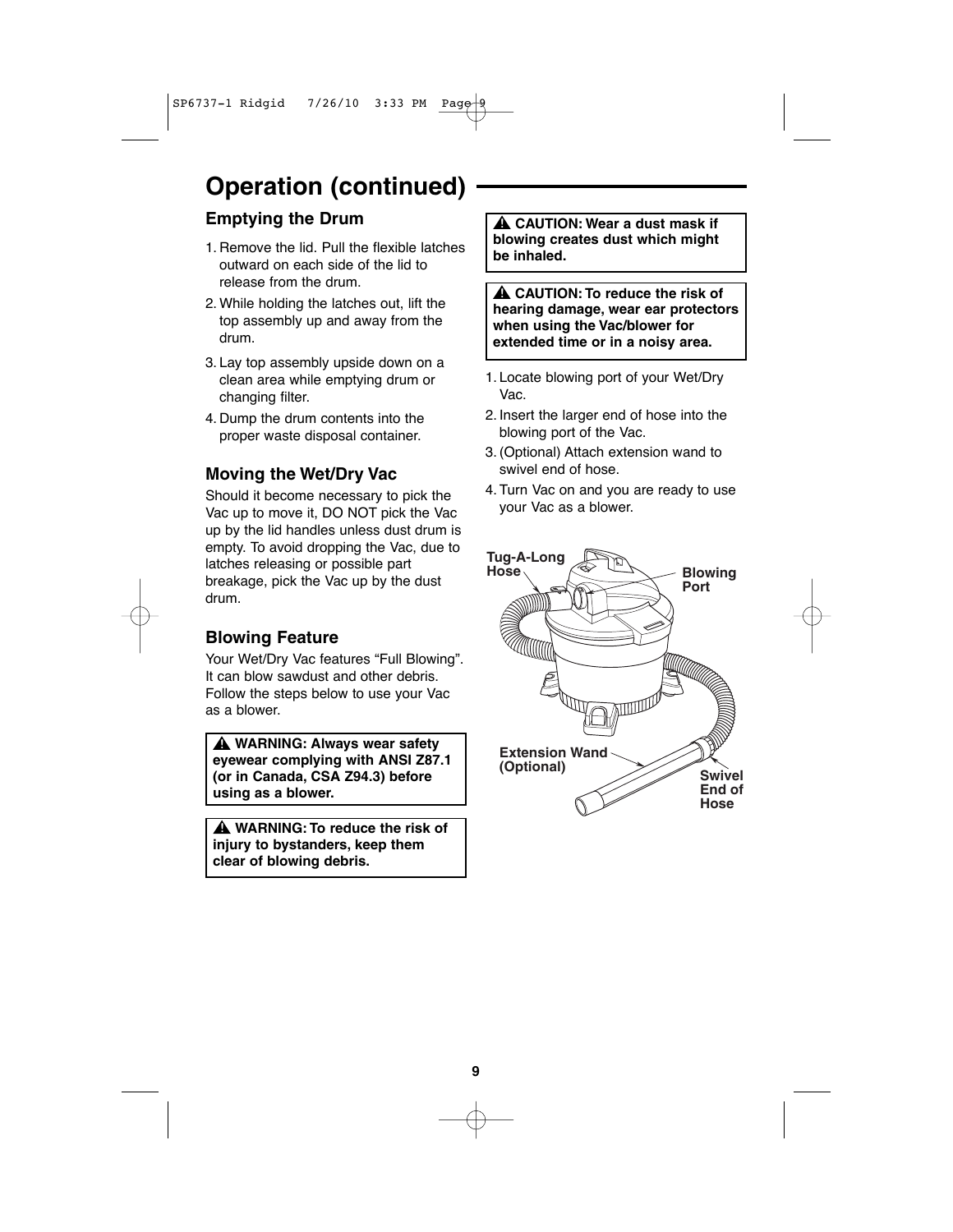## Operation (continued)

### Emptying the Drum

1. Remove the lid. Pull the flexible latches outward on each side of the lid to release from the drum.
2. While holding the latches out, lift the top assembly up and away from the drum.
3. Lay top assembly upside down on a clean area while emptying drum or changing filter.
4. Dump the drum contents into the proper waste disposal container.

### Moving the Wet/Dry Vac

Should it become necessary to pick the Vac up to move it, DO NOT pick the Vac up by the lid handles unless dust drum is empty. To avoid dropping the Vac, due to latches releasing or possible part breakage, pick the Vac up by the dust drum.

### Blowing Feature

Your Wet/Dry Vac features "Full Blowing". It can blow sawdust and other debris. Follow the steps below to use your Vac as a blower.

**⚠ WARNING: Always wear safety eyewear complying with ANSI Z87.1 (or in Canada, CSA Z94.3) before using as a blower.**

**⚠ WARNING: To reduce the risk of injury to bystanders, keep them clear of blowing debris.**

**⚠ CAUTION: Wear a dust mask if blowing creates dust which might be inhaled.**

**⚠ CAUTION: To reduce the risk of hearing damage, wear ear protectors when using the Vac/blower for extended time or in a noisy area.**

1. Locate blowing port of your Wet/Dry Vac.
2. Insert the larger end of hose into the blowing port of the Vac.
3. (Optional) Attach extension wand to swivel end of hose.
4. Turn Vac on and you are ready to use your Vac as a blower.

Tug-A-Long Hose

Blowing Port

Extension Wand (Optional)

Swivel End of Hose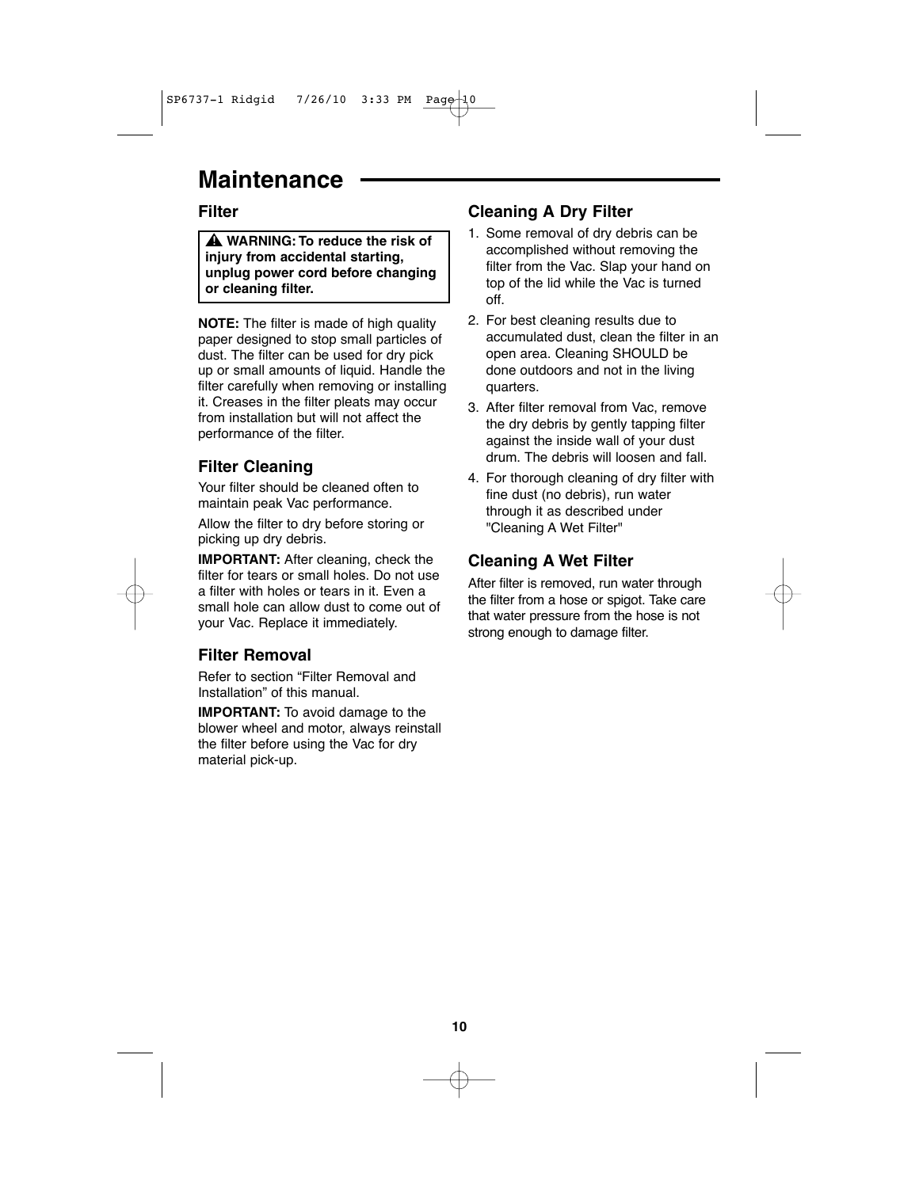# Maintenance

## Filter

> ⚠ **WARNING: To reduce the risk of injury from accidental starting, unplug power cord before changing or cleaning filter.**

**NOTE:** The filter is made of high quality paper designed to stop small particles of dust. The filter can be used for dry pick up or small amounts of liquid. Handle the filter carefully when removing or installing it. Creases in the filter pleats may occur from installation but will not affect the performance of the filter.

### Filter Cleaning

Your filter should be cleaned often to maintain peak Vac performance.

Allow the filter to dry before storing or picking up dry debris.

**IMPORTANT:** After cleaning, check the filter for tears or small holes. Do not use a filter with holes or tears in it. Even a small hole can allow dust to come out of your Vac. Replace it immediately.

### Filter Removal

Refer to section "Filter Removal and Installation" of this manual.

**IMPORTANT:** To avoid damage to the blower wheel and motor, always reinstall the filter before using the Vac for dry material pick-up.

### Cleaning A Dry Filter

1. Some removal of dry debris can be accomplished without removing the filter from the Vac. Slap your hand on top of the lid while the Vac is turned off.
2. For best cleaning results due to accumulated dust, clean the filter in an open area. Cleaning SHOULD be done outdoors and not in the living quarters.
3. After filter removal from Vac, remove the dry debris by gently tapping filter against the inside wall of your dust drum. The debris will loosen and fall.
4. For thorough cleaning of dry filter with fine dust (no debris), run water through it as described under "Cleaning A Wet Filter"

### Cleaning A Wet Filter

After filter is removed, run water through the filter from a hose or spigot. Take care that water pressure from the hose is not strong enough to damage filter.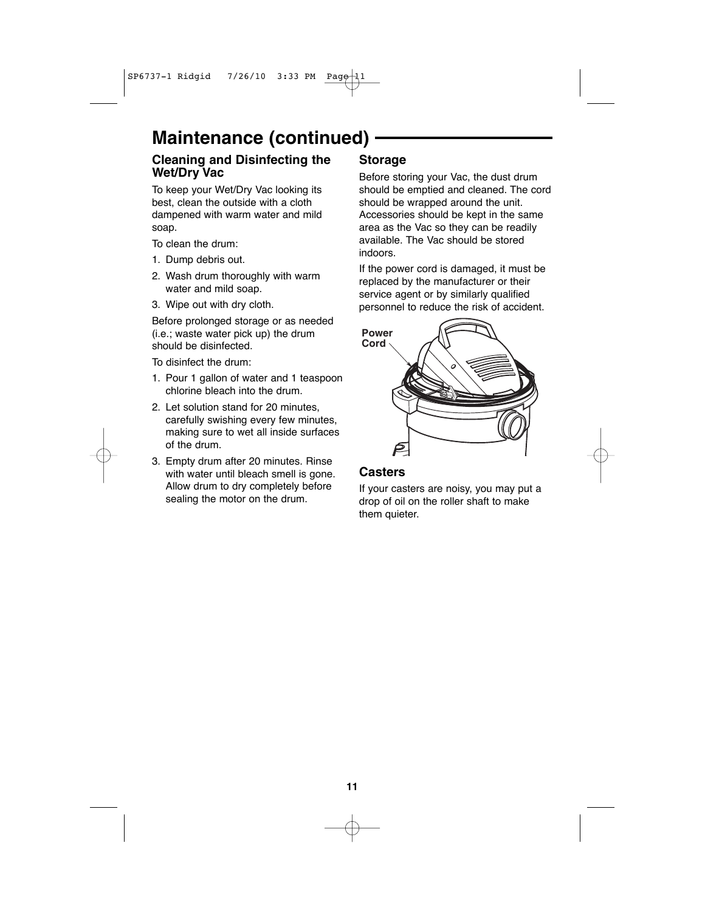# Maintenance (continued)

## Cleaning and Disinfecting the Wet/Dry Vac

To keep your Wet/Dry Vac looking its best, clean the outside with a cloth dampened with warm water and mild soap.

To clean the drum:

1. Dump debris out.
2. Wash drum thoroughly with warm water and mild soap.
3. Wipe out with dry cloth.

Before prolonged storage or as needed (i.e.; waste water pick up) the drum should be disinfected.

To disinfect the drum:

1. Pour 1 gallon of water and 1 teaspoon chlorine bleach into the drum.
2. Let solution stand for 20 minutes, carefully swishing every few minutes, making sure to wet all inside surfaces of the drum.
3. Empty drum after 20 minutes. Rinse with water until bleach smell is gone. Allow drum to dry completely before sealing the motor on the drum.

## Storage

Before storing your Vac, the dust drum should be emptied and cleaned. The cord should be wrapped around the unit. Accessories should be kept in the same area as the Vac so they can be readily available. The Vac should be stored indoors.

If the power cord is damaged, it must be replaced by the manufacturer or their service agent or by similarly qualified personnel to reduce the risk of accident.

Power Cord

## Casters

If your casters are noisy, you may put a drop of oil on the roller shaft to make them quieter.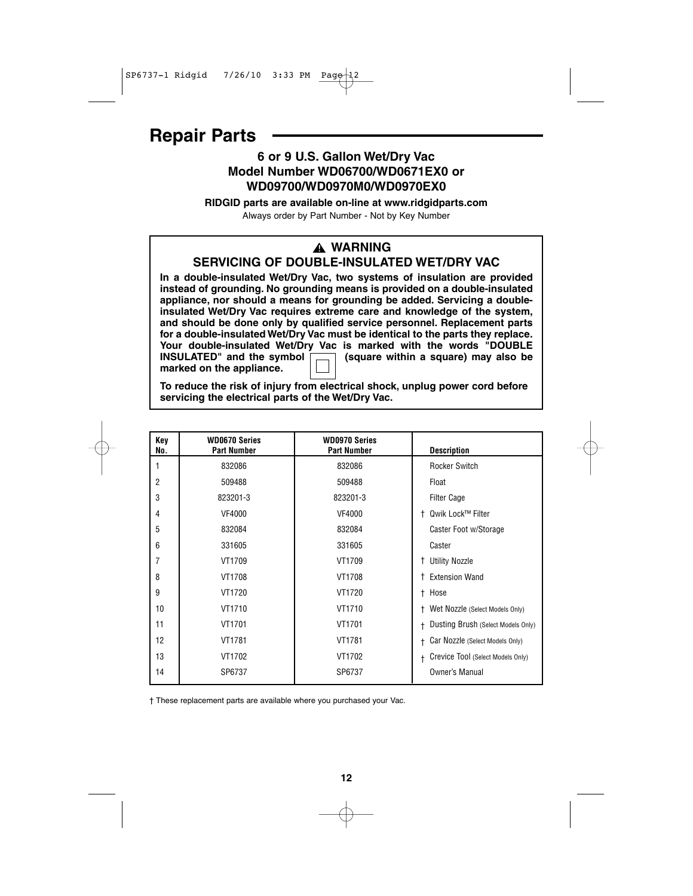# Repair Parts

## 6 or 9 U.S. Gallon Wet/Dry Vac
## Model Number WD06700/WD0671EX0 or WD09700/WD0970M0/WD0970EX0

**RIDGID parts are available on-line at www.ridgidparts.com**

Always order by Part Number - Not by Key Number

> **⚠ WARNING**
>
> **SERVICING OF DOUBLE-INSULATED WET/DRY VAC**
>
> **In a double-insulated Wet/Dry Vac, two systems of insulation are provided instead of grounding. No grounding means is provided on a double-insulated appliance, nor should a means for grounding be added. Servicing a double-insulated Wet/Dry Vac requires extreme care and knowledge of the system, and should be done only by qualified service personnel. Replacement parts for a double-insulated Wet/Dry Vac must be identical to the parts they replace. Your double-insulated Wet/Dry Vac is marked with the words "DOUBLE INSULATED" and the symbol ⧈ (square within a square) may also be marked on the appliance.**
>
> **To reduce the risk of injury from electrical shock, unplug power cord before servicing the electrical parts of the Wet/Dry Vac.**

| Key No. | WD0670 Series Part Number | WD0970 Series Part Number | Description |
|---|---|---|---|
| 1 | 832086 | 832086 | Rocker Switch |
| 2 | 509488 | 509488 | Float |
| 3 | 823201-3 | 823201-3 | Filter Cage |
| 4 | VF4000 | VF4000 | † Qwik Lock™ Filter |
| 5 | 832084 | 832084 | Caster Foot w/Storage |
| 6 | 331605 | 331605 | Caster |
| 7 | VT1709 | VT1709 | † Utility Nozzle |
| 8 | VT1708 | VT1708 | † Extension Wand |
| 9 | VT1720 | VT1720 | † Hose |
| 10 | VT1710 | VT1710 | † Wet Nozzle (Select Models Only) |
| 11 | VT1701 | VT1701 | † Dusting Brush (Select Models Only) |
| 12 | VT1781 | VT1781 | † Car Nozzle (Select Models Only) |
| 13 | VT1702 | VT1702 | † Crevice Tool (Select Models Only) |
| 14 | SP6737 | SP6737 | Owner's Manual |

† These replacement parts are available where you purchased your Vac.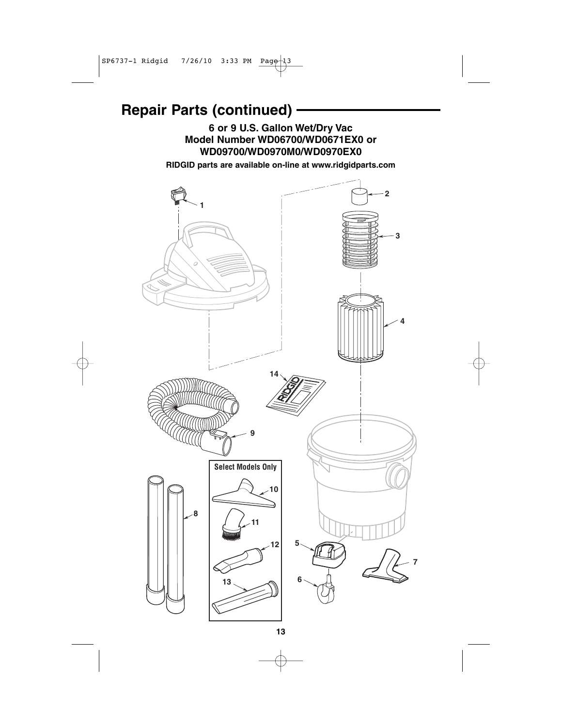## Repair Parts (continued)

**6 or 9 U.S. Gallon Wet/Dry Vac**
**Model Number WD06700/WD0671EX0 or**
**WD09700/WD0970M0/WD0970EX0**

**RIDGID parts are available on-line at www.ridgidparts.com**

1
2
3
4
14
9
Select Models Only
10
11
12
13
8
5
6
7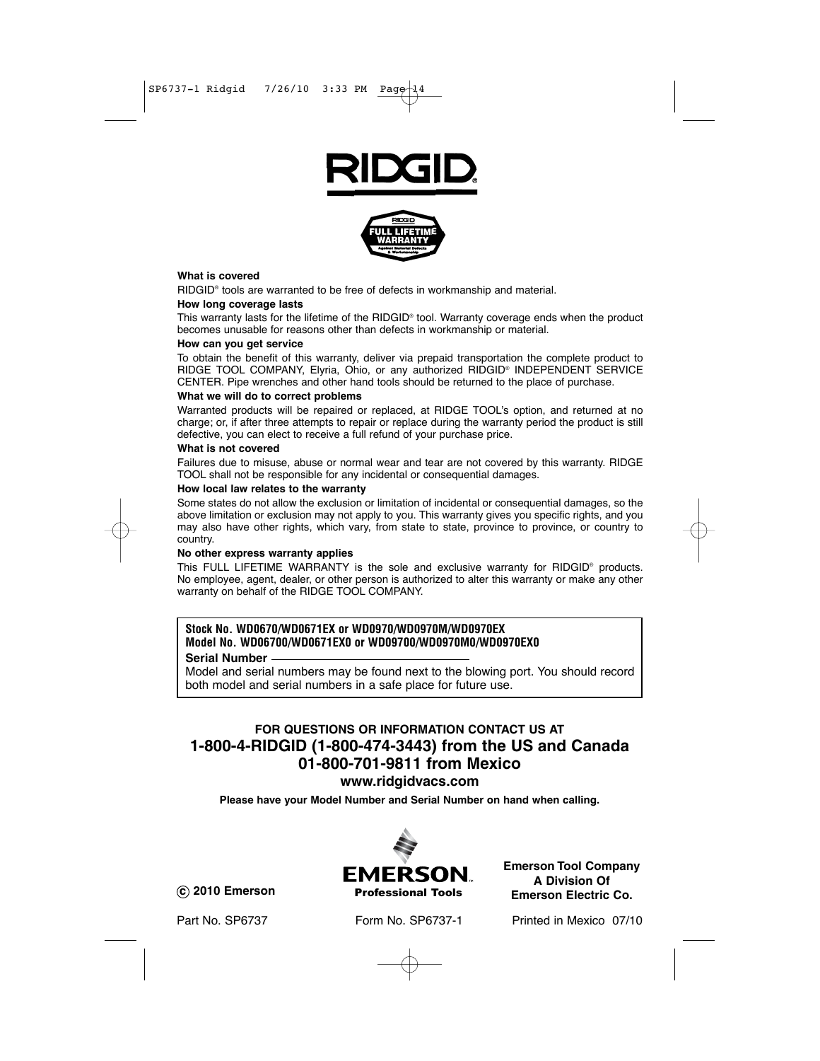# RIDGID®

**FULL LIFETIME WARRANTY**
Against Material Defects & Workmanship

**What is covered**

RIDGID® tools are warranted to be free of defects in workmanship and material.

**How long coverage lasts**

This warranty lasts for the lifetime of the RIDGID® tool. Warranty coverage ends when the product becomes unusable for reasons other than defects in workmanship or material.

**How can you get service**

To obtain the benefit of this warranty, deliver via prepaid transportation the complete product to RIDGE TOOL COMPANY, Elyria, Ohio, or any authorized RIDGID® INDEPENDENT SERVICE CENTER. Pipe wrenches and other hand tools should be returned to the place of purchase.

**What we will do to correct problems**

Warranted products will be repaired or replaced, at RIDGE TOOL's option, and returned at no charge; or, if after three attempts to repair or replace during the warranty period the product is still defective, you can elect to receive a full refund of your purchase price.

**What is not covered**

Failures due to misuse, abuse or normal wear and tear are not covered by this warranty. RIDGE TOOL shall not be responsible for any incidental or consequential damages.

**How local law relates to the warranty**

Some states do not allow the exclusion or limitation of incidental or consequential damages, so the above limitation or exclusion may not apply to you. This warranty gives you specific rights, and you may also have other rights, which vary, from state to state, province to province, or country to country.

**No other express warranty applies**

This FULL LIFETIME WARRANTY is the sole and exclusive warranty for RIDGID® products. No employee, agent, dealer, or other person is authorized to alter this warranty or make any other warranty on behalf of the RIDGE TOOL COMPANY.

**Stock No. WD0670/WD0671EX or WD0970/WD0970M/WD0970EX**
**Model No. WD06700/WD0671EX0 or WD09700/WD0970M0/WD0970EX0**
**Serial Number** ______________________

Model and serial numbers may be found next to the blowing port. You should record both model and serial numbers in a safe place for future use.

**FOR QUESTIONS OR INFORMATION CONTACT US AT**
**1-800-4-RIDGID (1-800-474-3443) from the US and Canada**
**01-800-701-9811 from Mexico**
**www.ridgidvacs.com**

**Please have your Model Number and Serial Number on hand when calling.**

**EMERSON**™ **Professional Tools**

**Emerson Tool Company**
**A Division Of**
**Emerson Electric Co.**

**© 2010 Emerson**

Part No. SP6737 Form No. SP6737-1 Printed in Mexico 07/10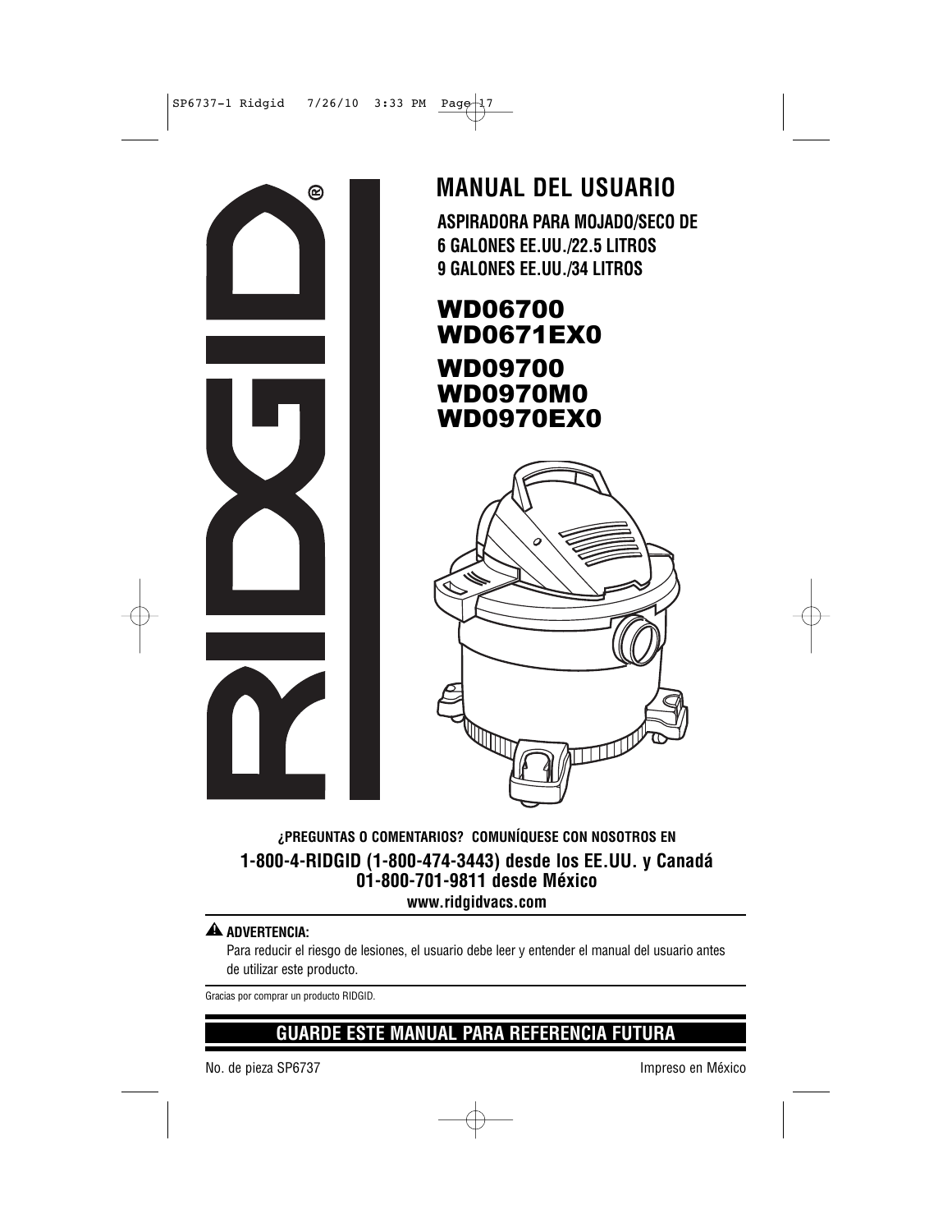# MANUAL DEL USUARIO

**ASPIRADORA PARA MOJADO/SECO DE**
**6 GALONES EE.UU./22.5 LITROS**
**9 GALONES EE.UU./34 LITROS**

## WD06700
## WD0671EX0
## WD09700
## WD0970M0
## WD0970EX0

**¿PREGUNTAS O COMENTARIOS? COMUNÍQUESE CON NOSOTROS EN**
**1-800-4-RIDGID (1-800-474-3443) desde los EE.UU. y Canadá**
**01-800-701-9811 desde México**
**www.ridgidvacs.com**

**⚠ ADVERTENCIA:**
Para reducir el riesgo de lesiones, el usuario debe leer y entender el manual del usuario antes de utilizar este producto.

Gracias por comprar un producto RIDGID.

## GUARDE ESTE MANUAL PARA REFERENCIA FUTURA

No. de pieza SP6737

Impreso en México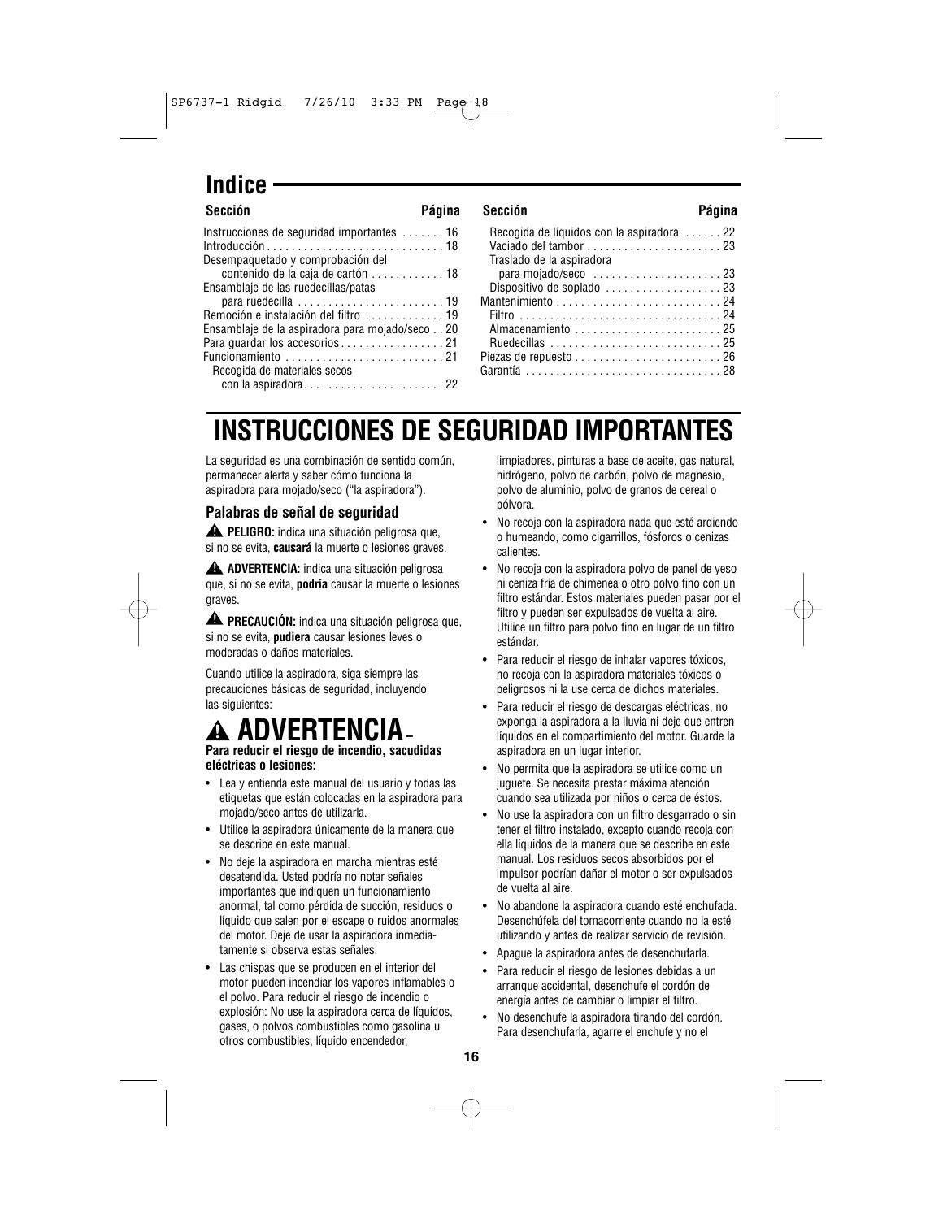# Indice

| Sección | Página |
|---|---|
| Instrucciones de seguridad importantes | 16 |
| Introducción | 18 |
| Desempaquetado y comprobación del contenido de la caja de cartón | 18 |
| Ensamblaje de las ruedecillas/patas para ruedecilla | 19 |
| Remoción e instalación del filtro | 19 |
| Ensamblaje de la aspiradora para mojado/seco | 20 |
| Para guardar los accesorios | 21 |
| Funcionamiento | 21 |
| Recogida de materiales secos con la aspiradora | 22 |
| Recogida de líquidos con la aspiradora | 22 |
| Vaciado del tambor | 23 |
| Traslado de la aspiradora para mojado/seco | 23 |
| Dispositivo de soplado | 23 |
| Mantenimiento | 24 |
| Filtro | 24 |
| Almacenamiento | 25 |
| Ruedecillas | 25 |
| Piezas de repuesto | 26 |
| Garantía | 28 |

# INSTRUCCIONES DE SEGURIDAD IMPORTANTES

La seguridad es una combinación de sentido común, permanecer alerta y saber cómo funciona la aspiradora para mojado/seco ("la aspiradora").

### Palabras de señal de seguridad

⚠ **PELIGRO:** indica una situación peligrosa que, si no se evita, **causará** la muerte o lesiones graves.

⚠ **ADVERTENCIA:** indica una situación peligrosa que, si no se evita, **podría** causar la muerte o lesiones graves.

⚠ **PRECAUCIÓN:** indica una situación peligrosa que, si no se evita, **pudiera** causar lesiones leves o moderadas o daños materiales.

Cuando utilice la aspiradora, siga siempre las precauciones básicas de seguridad, incluyendo las siguientes:

## ⚠ ADVERTENCIA –

**Para reducir el riesgo de incendio, sacudidas eléctricas o lesiones:**

- Lea y entienda este manual del usuario y todas las etiquetas que están colocadas en la aspiradora para mojado/seco antes de utilizarla.
- Utilice la aspiradora únicamente de la manera que se describe en este manual.
- No deje la aspiradora en marcha mientras esté desatendida. Usted podría no notar señales importantes que indiquen un funcionamiento anormal, tal como pérdida de succión, residuos o líquido que salen por el escape o ruidos anormales del motor. Deje de usar la aspiradora inmediatamente si observa estas señales.
- Las chispas que se producen en el interior del motor pueden incendiar los vapores inflamables o el polvo. Para reducir el riesgo de incendio o explosión: No use la aspiradora cerca de líquidos, gases, o polvos combustibles como gasolina u otros combustibles, líquido encendedor, limpiadores, pinturas a base de aceite, gas natural, hidrógeno, polvo de carbón, polvo de magnesio, polvo de aluminio, polvo de granos de cereal o pólvora.
- No recoja con la aspiradora nada que esté ardiendo o humeando, como cigarrillos, fósforos o cenizas calientes.
- No recoja con la aspiradora polvo de panel de yeso ni ceniza fría de chimenea o otro polvo fino con un filtro estándar. Estos materiales pueden pasar por el filtro y pueden ser expulsados de vuelta al aire. Utilice un filtro para polvo fino en lugar de un filtro estándar.
- Para reducir el riesgo de inhalar vapores tóxicos, no recoja con la aspiradora materiales tóxicos o peligrosos ni la use cerca de dichos materiales.
- Para reducir el riesgo de descargas eléctricas, no exponga la aspiradora a la lluvia ni deje que entren líquidos en el compartimiento del motor. Guarde la aspiradora en un lugar interior.
- No permita que la aspiradora se utilice como un juguete. Se necesita prestar máxima atención cuando sea utilizada por niños o cerca de éstos.
- No use la aspiradora con un filtro desgarrado o sin tener el filtro instalado, excepto cuando recoja con ella líquidos de la manera que se describe en este manual. Los residuos secos absorbidos por el impulsor podrían dañar el motor o ser expulsados de vuelta al aire.
- No abandone la aspiradora cuando esté enchufada. Desenchúfela del tomacorriente cuando no la esté utilizando y antes de realizar servicio de revisión.
- Apague la aspiradora antes de desenchufarla.
- Para reducir el riesgo de lesiones debidas a un arranque accidental, desenchufe el cordón de energía antes de cambiar o limpiar el filtro.
- No desenchufe la aspiradora tirando del cordón. Para desenchufarla, agarre el enchufe y no el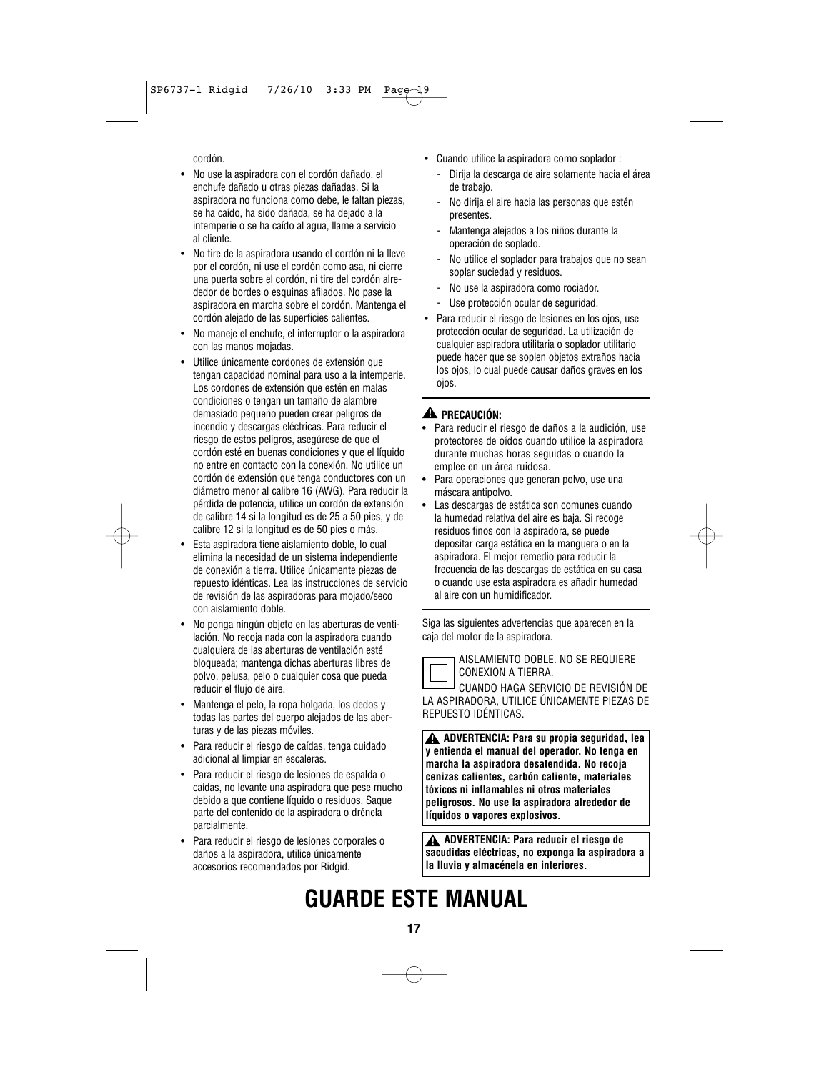cordón.

- No use la aspiradora con el cordón dañado, el enchufe dañado u otras piezas dañadas. Si la aspiradora no funciona como debe, le faltan piezas, se ha caído, ha sido dañada, se ha dejado a la intemperie o se ha caído al agua, llame a servicio al cliente.
- No tire de la aspiradora usando el cordón ni la lleve por el cordón, ni use el cordón como asa, ni cierre una puerta sobre el cordón, ni tire del cordón alrededor de bordes o esquinas afilados. No pase la aspiradora en marcha sobre el cordón. Mantenga el cordón alejado de las superficies calientes.
- No maneje el enchufe, el interruptor o la aspiradora con las manos mojadas.
- Utilice únicamente cordones de extensión que tengan capacidad nominal para uso a la intemperie. Los cordones de extensión que estén en malas condiciones o tengan un tamaño de alambre demasiado pequeño pueden crear peligros de incendio y descargas eléctricas. Para reducir el riesgo de estos peligros, asegúrese de que el cordón esté en buenas condiciones y que el líquido no entre en contacto con la conexión. No utilice un cordón de extensión que tenga conductores con un diámetro menor al calibre 16 (AWG). Para reducir la pérdida de potencia, utilice un cordón de extensión de calibre 14 si la longitud es de 25 a 50 pies, y de calibre 12 si la longitud es de 50 pies o más.
- Esta aspiradora tiene aislamiento doble, lo cual elimina la necesidad de un sistema independiente de conexión a tierra. Utilice únicamente piezas de repuesto idénticas. Lea las instrucciones de servicio de revisión de las aspiradoras para mojado/seco con aislamiento doble.
- No ponga ningún objeto en las aberturas de ventilación. No recoja nada con la aspiradora cuando cualquiera de las aberturas de ventilación esté bloqueada; mantenga dichas aberturas libres de polvo, pelusa, pelo o cualquier cosa que pueda reducir el flujo de aire.
- Mantenga el pelo, la ropa holgada, los dedos y todas las partes del cuerpo alejados de las aberturas y de las piezas móviles.
- Para reducir el riesgo de caídas, tenga cuidado adicional al limpiar en escaleras.
- Para reducir el riesgo de lesiones de espalda o caídas, no levante una aspiradora que pese mucho debido a que contiene líquido o residuos. Saque parte del contenido de la aspiradora o drénela parcialmente.
- Para reducir el riesgo de lesiones corporales o daños a la aspiradora, utilice únicamente accesorios recomendados por Ridgid.
- Cuando utilice la aspiradora como soplador :
  - Dirija la descarga de aire solamente hacia el área de trabajo.
  - No dirija el aire hacia las personas que estén presentes.
  - Mantenga alejados a los niños durante la operación de soplado.
  - No utilice el soplador para trabajos que no sean soplar suciedad y residuos.
  - No use la aspiradora como rociador.
  - Use protección ocular de seguridad.
- Para reducir el riesgo de lesiones en los ojos, use protección ocular de seguridad. La utilización de cualquier aspiradora utilitaria o soplador utilitario puede hacer que se soplen objetos extraños hacia los ojos, lo cual puede causar daños graves en los ojos.

**⚠ PRECAUCIÓN:**

- Para reducir el riesgo de daños a la audición, use protectores de oídos cuando utilice la aspiradora durante muchas horas seguidas o cuando la emplee en un área ruidosa.
- Para operaciones que generan polvo, use una máscara antipolvo.
- Las descargas de estática son comunes cuando la humedad relativa del aire es baja. Si recoge residuos finos con la aspiradora, se puede depositar carga estática en la manguera o en la aspiradora. El mejor remedio para reducir la frecuencia de las descargas de estática en su casa o cuando use esta aspiradora es añadir humedad al aire con un humidificador.

Siga las siguientes advertencias que aparecen en la caja del motor de la aspiradora.

AISLAMIENTO DOBLE. NO SE REQUIERE CONEXION A TIERRA.
CUANDO HAGA SERVICIO DE REVISIÓN DE LA ASPIRADORA, UTILICE ÚNICAMENTE PIEZAS DE REPUESTO IDÉNTICAS.

**⚠ ADVERTENCIA: Para su propia seguridad, lea y entienda el manual del operador. No tenga en marcha la aspiradora desatendida. No recoja cenizas calientes, carbón caliente, materiales tóxicos ni inflamables ni otros materiales peligrosos. No use la aspiradora alrededor de líquidos o vapores explosivos.**

**⚠ ADVERTENCIA: Para reducir el riesgo de sacudidas eléctricas, no exponga la aspiradora a la lluvia y almacénela en interiores.**

# GUARDE ESTE MANUAL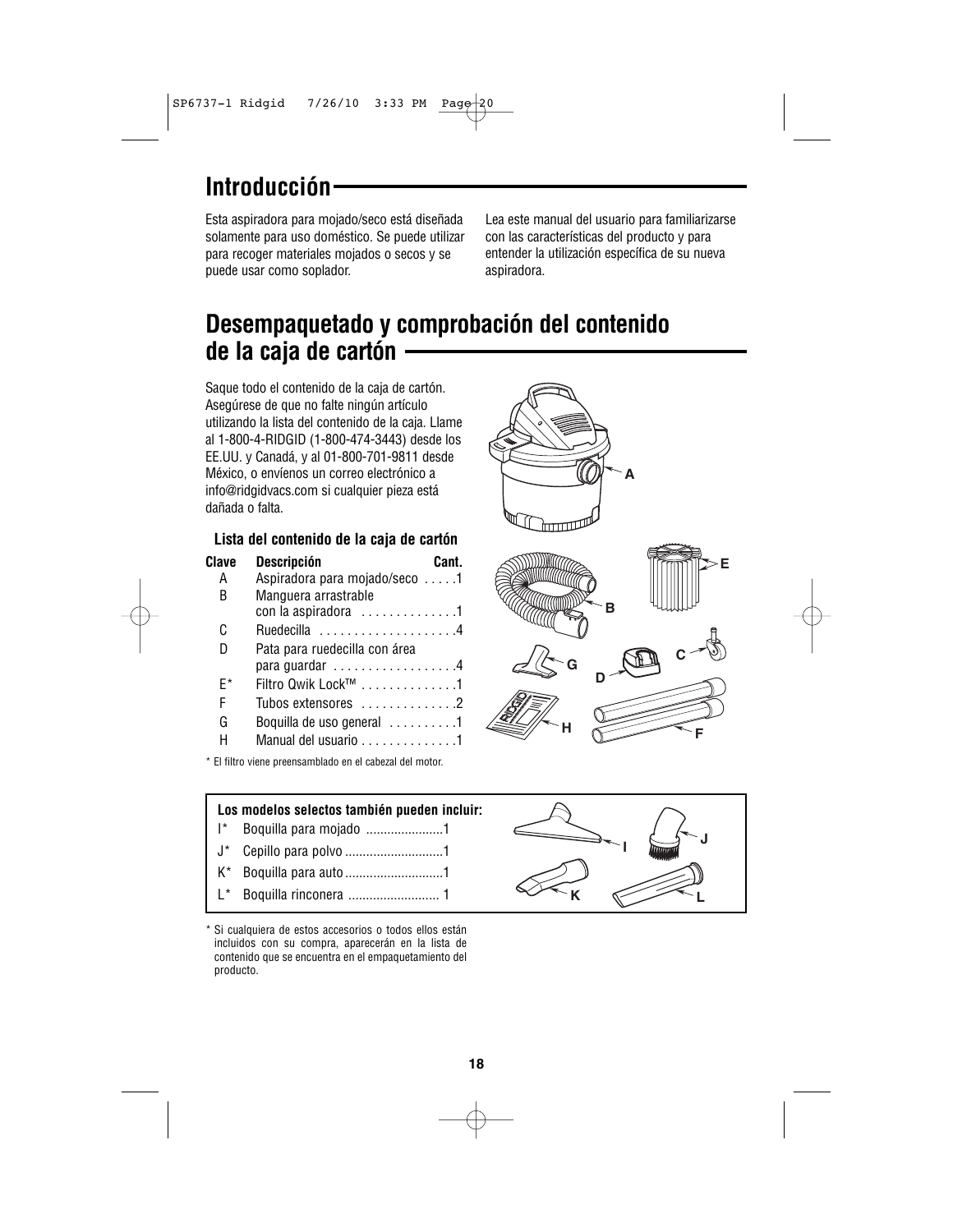# Introducción

Esta aspiradora para mojado/seco está diseñada solamente para uso doméstico. Se puede utilizar para recoger materiales mojados o secos y se puede usar como soplador.

Lea este manual del usuario para familiarizarse con las características del producto y para entender la utilización específica de su nueva aspiradora.

# Desempaquetado y comprobación del contenido de la caja de cartón

Saque todo el contenido de la caja de cartón. Asegúrese de que no falte ningún artículo utilizando la lista del contenido de la caja. Llame al 1-800-4-RIDGID (1-800-474-3443) desde los EE.UU. y Canadá, y al 01-800-701-9811 desde México, o envíenos un correo electrónico a info@ridgidvacs.com si cualquier pieza está dañada o falta.

### Lista del contenido de la caja de cartón

| Clave | Descripción | Cant. |
|---|---|---|
| A | Aspiradora para mojado/seco | 1 |
| B | Manguera arrastrable con la aspiradora | 1 |
| C | Ruedecilla | 4 |
| D | Pata para ruedecilla con área para guardar | 4 |
| E* | Filtro Qwik Lock™ | 1 |
| F | Tubos extensores | 2 |
| G | Boquilla de uso general | 1 |
| H | Manual del usuario | 1 |

\* El filtro viene preensamblado en el cabezal del motor.

A
B
C
D
E
F
G
H

**Los modelos selectos también pueden incluir:**

| | | |
|---|---|---|
| I* | Boquilla para mojado | 1 |
| J* | Cepillo para polvo | 1 |
| K* | Boquilla para auto | 1 |
| L* | Boquilla rinconera | 1 |

I
J
K
L

\* Si cualquiera de estos accesorios o todos ellos están incluidos con su compra, aparecerán en la lista de contenido que se encuentra en el empaquetamiento del producto.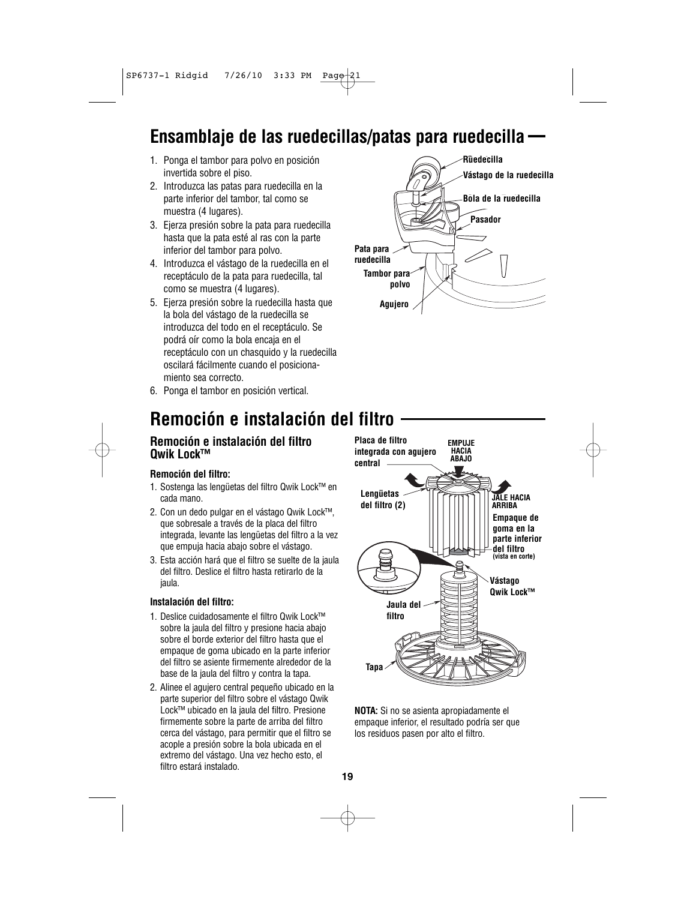## Ensamblaje de las ruedecillas/patas para ruedecilla

1. Ponga el tambor para polvo en posición invertida sobre el piso.
2. Introduzca las patas para ruedecilla en la parte inferior del tambor, tal como se muestra (4 lugares).
3. Ejerza presión sobre la pata para ruedecilla hasta que la pata esté al ras con la parte inferior del tambor para polvo.
4. Introduzca el vástago de la ruedecilla en el receptáculo de la pata para ruedecilla, tal como se muestra (4 lugares).
5. Ejerza presión sobre la ruedecilla hasta que la bola del vástago de la ruedecilla se introduzca del todo en el receptáculo. Se podrá oír como la bola encaja en el receptáculo con un chasquido y la ruedecilla oscilará fácilmente cuando el posicionamiento sea correcto.
6. Ponga el tambor en posición vertical.

Rūedecilla
Vástago de la ruedecilla
Bola de la ruedecilla
Pasador
Pata para ruedecilla
Tambor para polvo
Agujero

## Remoción e instalación del filtro

### Remoción e instalación del filtro Qwik Lock™

**Remoción del filtro:**

1. Sostenga las lengüetas del filtro Qwik Lock™ en cada mano.
2. Con un dedo pulgar en el vástago Qwik Lock™, que sobresale a través de la placa del filtro integrada, levante las lengüetas del filtro a la vez que empuja hacia abajo sobre el vástago.
3. Esta acción hará que el filtro se suelte de la jaula del filtro. Deslice el filtro hasta retirarlo de la jaula.

**Instalación del filtro:**

1. Deslice cuidadosamente el filtro Qwik Lock™ sobre la jaula del filtro y presione hacia abajo sobre el borde exterior del filtro hasta que el empaque de goma ubicado en la parte inferior del filtro se asiente firmemente alrededor de la base de la jaula del filtro y contra la tapa.
2. Alinee el agujero central pequeño ubicado en la parte superior del filtro sobre el vástago Qwik Lock™ ubicado en la jaula del filtro. Presione firmemente sobre la parte de arriba del filtro cerca del vástago, para permitir que el filtro se acople a presión sobre la bola ubicada en el extremo del vástago. Una vez hecho esto, el filtro estará instalado.

Placa de filtro integrada con agujero central
EMPUJE HACIA ABAJO
Lengüetas del filtro (2)
JALE HACIA ARRIBA
Empaque de goma en la parte inferior del filtro (vista en corte)
Vástago Qwik Lock™
Jaula del filtro
Tapa

**NOTA:** Si no se asienta apropiadamente el empaque inferior, el resultado podría ser que los residuos pasen por alto el filtro.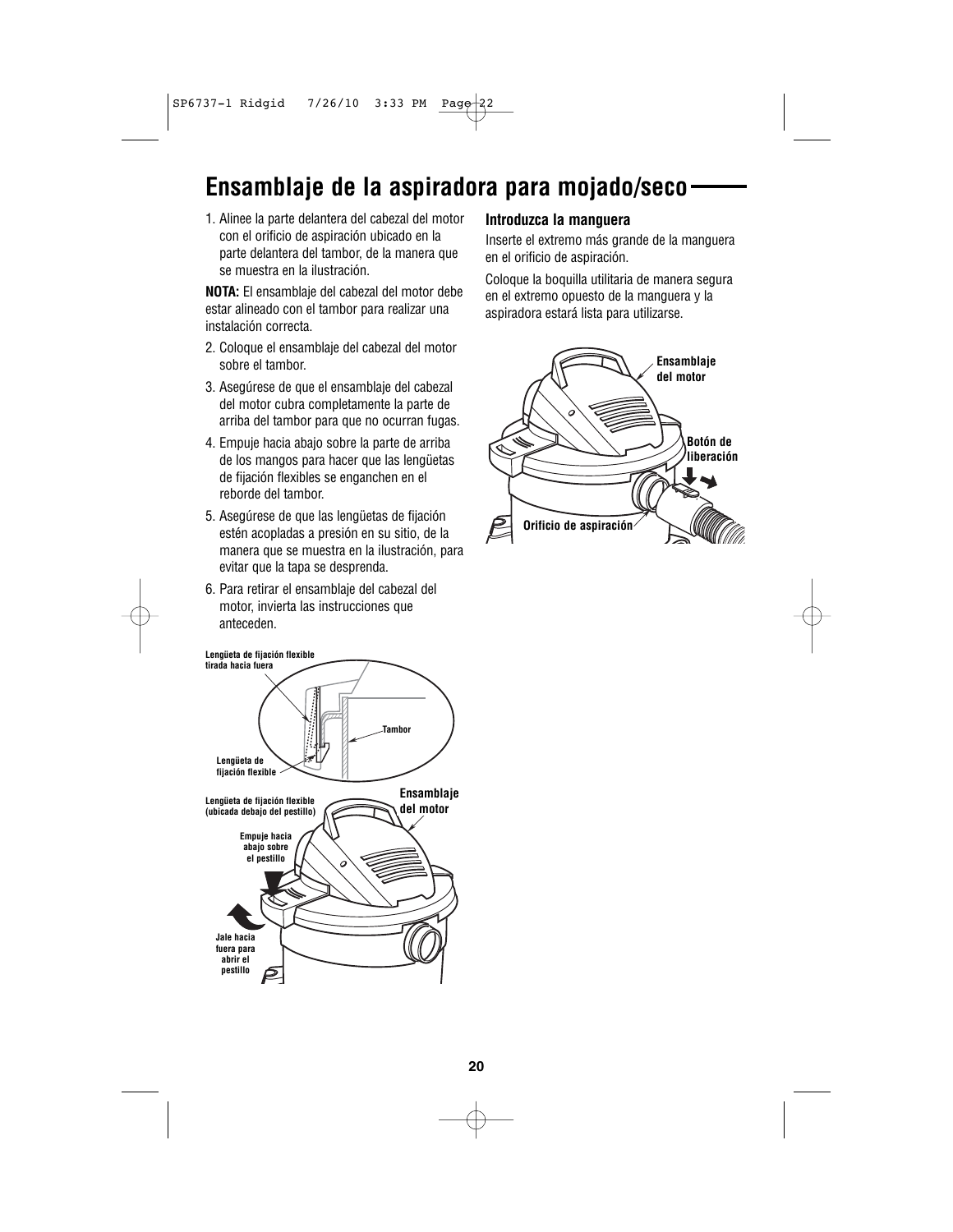# Ensamblaje de la aspiradora para mojado/seco

1. Alinee la parte delantera del cabezal del motor con el orificio de aspiración ubicado en la parte delantera del tambor, de la manera que se muestra en la ilustración.

**NOTA:** El ensamblaje del cabezal del motor debe estar alineado con el tambor para realizar una instalación correcta.

2. Coloque el ensamblaje del cabezal del motor sobre el tambor.
3. Asegúrese de que el ensamblaje del cabezal del motor cubra completamente la parte de arriba del tambor para que no ocurran fugas.
4. Empuje hacia abajo sobre la parte de arriba de los mangos para hacer que las lengüetas de fijación flexibles se enganchen en el reborde del tambor.
5. Asegúrese de que las lengüetas de fijación estén acopladas a presión en su sitio, de la manera que se muestra en la ilustración, para evitar que la tapa se desprenda.
6. Para retirar el ensamblaje del cabezal del motor, invierta las instrucciones que anteceden.

Lengüeta de fijación flexible tirada hacia fuera

Tambor

Lengüeta de fijación flexible

Lengüeta de fijación flexible (ubicada debajo del pestillo)

Ensamblaje del motor

Empuje hacia abajo sobre el pestillo

Jale hacia fuera para abrir el pestillo

### Introduzca la manguera

Inserte el extremo más grande de la manguera en el orificio de aspiración.

Coloque la boquilla utilitaria de manera segura en el extremo opuesto de la manguera y la aspiradora estará lista para utilizarse.

Ensamblaje del motor

Botón de liberación

Orificio de aspiración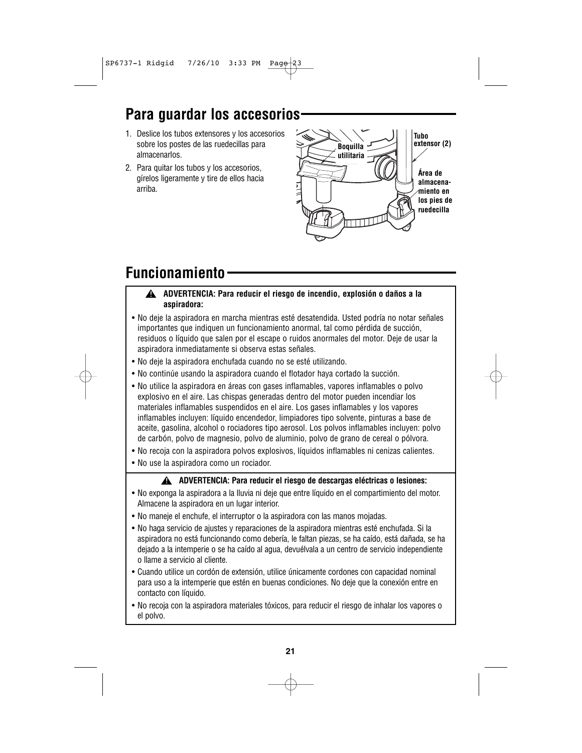## Para guardar los accesorios

1. Deslice los tubos extensores y los accesorios sobre los postes de las ruedecillas para almacenarlos.
2. Para quitar los tubos y los accesorios, gírelos ligeramente y tire de ellos hacia arriba.

Boquilla utilitaria

Tubo extensor (2)

Área de almacenamiento en los pies de ruedecilla

## Funcionamiento

**⚠ ADVERTENCIA: Para reducir el riesgo de incendio, explosión o daños a la aspiradora:**

- No deje la aspiradora en marcha mientras esté desatendida. Usted podría no notar señales importantes que indiquen un funcionamiento anormal, tal como pérdida de succión, residuos o líquido que salen por el escape o ruidos anormales del motor. Deje de usar la aspiradora inmediatamente si observa estas señales.
- No deje la aspiradora enchufada cuando no se esté utilizando.
- No continúe usando la aspiradora cuando el flotador haya cortado la succión.
- No utilice la aspiradora en áreas con gases inflamables, vapores inflamables o polvo explosivo en el aire. Las chispas generadas dentro del motor pueden incendiar los materiales inflamables suspendidos en el aire. Los gases inflamables y los vapores inflamables incluyen: líquido encendedor, limpiadores tipo solvente, pinturas a base de aceite, gasolina, alcohol o rociadores tipo aerosol. Los polvos inflamables incluyen: polvo de carbón, polvo de magnesio, polvo de aluminio, polvo de grano de cereal o pólvora.
- No recoja con la aspiradora polvos explosivos, líquidos inflamables ni cenizas calientes.
- No use la aspiradora como un rociador.

**⚠ ADVERTENCIA: Para reducir el riesgo de descargas eléctricas o lesiones:**

- No exponga la aspiradora a la lluvia ni deje que entre líquido en el compartimiento del motor. Almacene la aspiradora en un lugar interior.
- No maneje el enchufe, el interruptor o la aspiradora con las manos mojadas.
- No haga servicio de ajustes y reparaciones de la aspiradora mientras esté enchufada. Si la aspiradora no está funcionando como debería, le faltan piezas, se ha caído, está dañada, se ha dejado a la intemperie o se ha caído al agua, devuélvala a un centro de servicio independiente o llame a servicio al cliente.
- Cuando utilice un cordón de extensión, utilice únicamente cordones con capacidad nominal para uso a la intemperie que estén en buenas condiciones. No deje que la conexión entre en contacto con líquido.
- No recoja con la aspiradora materiales tóxicos, para reducir el riesgo de inhalar los vapores o el polvo.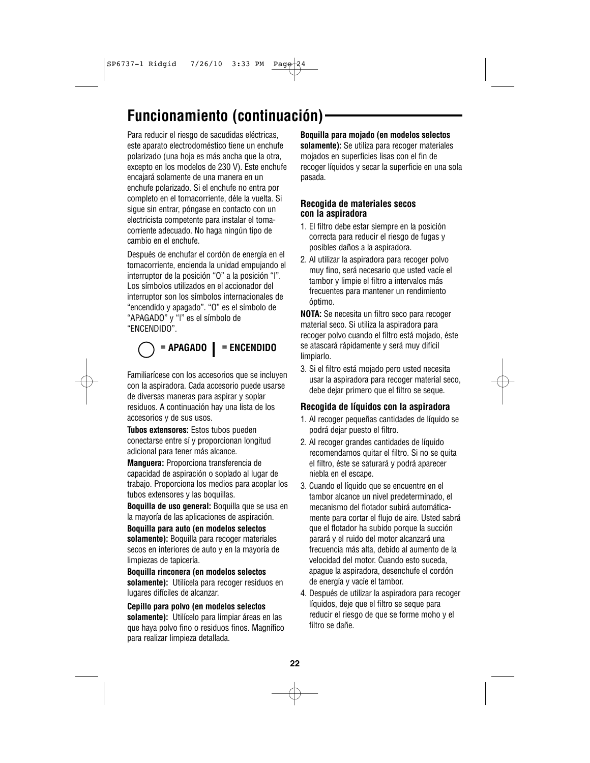# Funcionamiento (continuación)

Para reducir el riesgo de sacudidas eléctricas, este aparato electrodoméstico tiene un enchufe polarizado (una hoja es más ancha que la otra, excepto en los modelos de 230 V). Este enchufe encajará solamente de una manera en un enchufe polarizado. Si el enchufe no entra por completo en el tomacorriente, déle la vuelta. Si sigue sin entrar, póngase en contacto con un electricista competente para instalar el tomacorriente adecuado. No haga ningún tipo de cambio en el enchufe.

Después de enchufar el cordón de energía en el tomacorriente, encienda la unidad empujando el interruptor de la posición "O" a la posición "I". Los símbolos utilizados en el accionador del interruptor son los símbolos internacionales de "encendido y apagado". "O" es el símbolo de "APAGADO" y "I" es el símbolo de "ENCENDIDO".

**◯ = APAGADO | = ENCENDIDO**

Familiarícese con los accesorios que se incluyen con la aspiradora. Cada accesorio puede usarse de diversas maneras para aspirar y soplar residuos. A continuación hay una lista de los accesorios y de sus usos.

**Tubos extensores:** Estos tubos pueden conectarse entre sí y proporcionan longitud adicional para tener más alcance.

**Manguera:** Proporciona transferencia de capacidad de aspiración o soplado al lugar de trabajo. Proporciona los medios para acoplar los tubos extensores y las boquillas.

**Boquilla de uso general:** Boquilla que se usa en la mayoría de las aplicaciones de aspiración.

**Boquilla para auto (en modelos selectos solamente):** Boquilla para recoger materiales secos en interiores de auto y en la mayoría de limpiezas de tapicería.

**Boquilla rinconera (en modelos selectos solamente):** Utilícela para recoger residuos en lugares difíciles de alcanzar.

**Cepillo para polvo (en modelos selectos solamente):** Utilícelo para limpiar áreas en las que haya polvo fino o residuos finos. Magnífico para realizar limpieza detallada.

**Boquilla para mojado (en modelos selectos solamente):** Se utiliza para recoger materiales mojados en superficies lisas con el fin de recoger líquidos y secar la superficie en una sola pasada.

### Recogida de materiales secos con la aspiradora

1. El filtro debe estar siempre en la posición correcta para reducir el riesgo de fugas y posibles daños a la aspiradora.
2. Al utilizar la aspiradora para recoger polvo muy fino, será necesario que usted vacíe el tambor y limpie el filtro a intervalos más frecuentes para mantener un rendimiento óptimo.

**NOTA:** Se necesita un filtro seco para recoger material seco. Si utiliza la aspiradora para recoger polvo cuando el filtro está mojado, éste se atascará rápidamente y será muy difícil limpiarlo.

3. Si el filtro está mojado pero usted necesita usar la aspiradora para recoger material seco, debe dejar primero que el filtro se seque.

### Recogida de líquidos con la aspiradora

1. Al recoger pequeñas cantidades de líquido se podrá dejar puesto el filtro.
2. Al recoger grandes cantidades de líquido recomendamos quitar el filtro. Si no se quita el filtro, éste se saturará y podrá aparecer niebla en el escape.
3. Cuando el líquido que se encuentre en el tambor alcance un nivel predeterminado, el mecanismo del flotador subirá automáticamente para cortar el flujo de aire. Usted sabrá que el flotador ha subido porque la succión parará y el ruido del motor alcanzará una frecuencia más alta, debido al aumento de la velocidad del motor. Cuando esto suceda, apague la aspiradora, desenchufe el cordón de energía y vacíe el tambor.
4. Después de utilizar la aspiradora para recoger líquidos, deje que el filtro se seque para reducir el riesgo de que se forme moho y el filtro se dañe.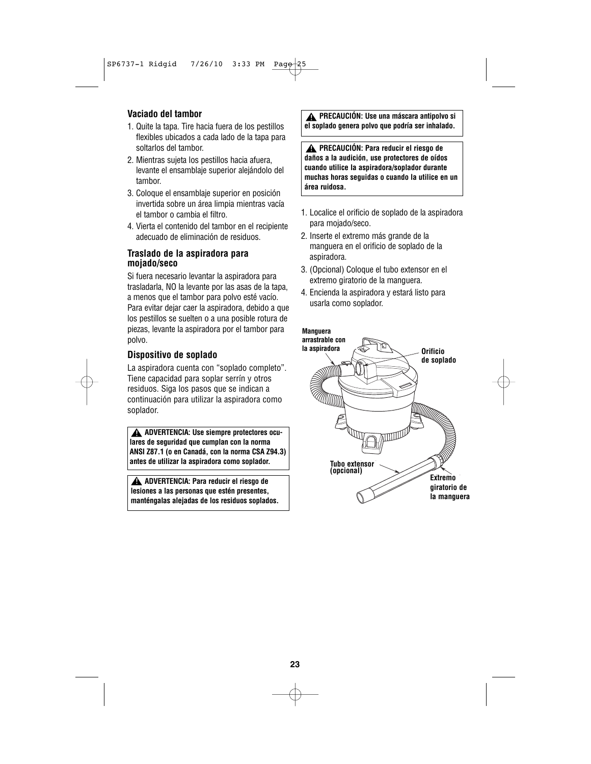### Vaciado del tambor

1. Quite la tapa. Tire hacia fuera de los pestillos flexibles ubicados a cada lado de la tapa para soltarlos del tambor.
2. Mientras sujeta los pestillos hacia afuera, levante el ensamblaje superior alejándolo del tambor.
3. Coloque el ensamblaje superior en posición invertida sobre un área limpia mientras vacía el tambor o cambia el filtro.
4. Vierta el contenido del tambor en el recipiente adecuado de eliminación de residuos.

### Traslado de la aspiradora para mojado/seco

Si fuera necesario levantar la aspiradora para trasladarla, NO la levante por las asas de la tapa, a menos que el tambor para polvo esté vacío. Para evitar dejar caer la aspiradora, debido a que los pestillos se suelten o a una posible rotura de piezas, levante la aspiradora por el tambor para polvo.

### Dispositivo de soplado

La aspiradora cuenta con “soplado completo”. Tiene capacidad para soplar serrín y otros residuos. Siga los pasos que se indican a continuación para utilizar la aspiradora como soplador.

> **⚠ ADVERTENCIA: Use siempre protectores oculares de seguridad que cumplan con la norma ANSI Z87.1 (o en Canadá, con la norma CSA Z94.3) antes de utilizar la aspiradora como soplador.**

> **⚠ ADVERTENCIA: Para reducir el riesgo de lesiones a las personas que estén presentes, manténgalas alejadas de los residuos soplados.**

> **⚠ PRECAUCIÓN: Use una máscara antipolvo si el soplado genera polvo que podría ser inhalado.**

> **⚠ PRECAUCIÓN: Para reducir el riesgo de daños a la audición, use protectores de oídos cuando utilice la aspiradora/soplador durante muchas horas seguidas o cuando la utilice en un área ruidosa.**

1. Localice el orificio de soplado de la aspiradora para mojado/seco.
2. Inserte el extremo más grande de la manguera en el orificio de soplado de la aspiradora.
3. (Opcional) Coloque el tubo extensor en el extremo giratorio de la manguera.
4. Encienda la aspiradora y estará listo para usarla como soplador.

**Manguera arrastrable con la aspiradora**

**Orificio de soplado**

**Tubo extensor (opcional)**

**Extremo giratorio de la manguera**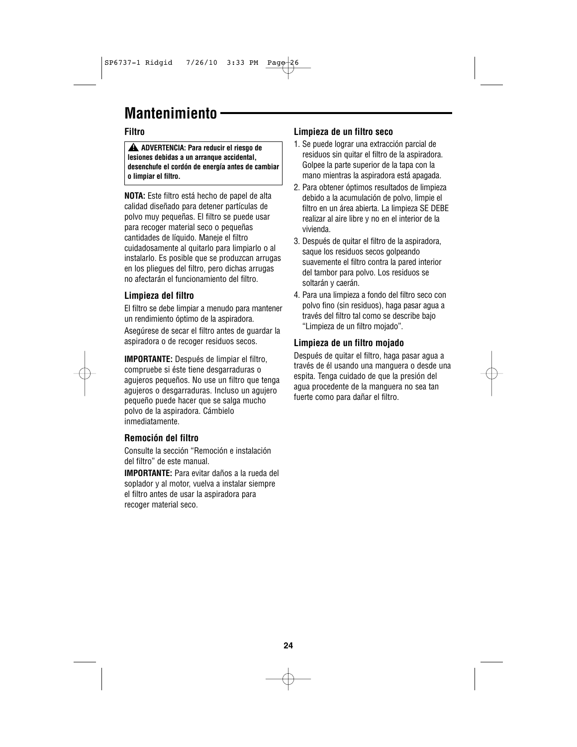## Mantenimiento

### Filtro

> ⚠ **ADVERTENCIA: Para reducir el riesgo de lesiones debidas a un arranque accidental, desenchufe el cordón de energía antes de cambiar o limpiar el filtro.**

**NOTA:** Este filtro está hecho de papel de alta calidad diseñado para detener partículas de polvo muy pequeñas. El filtro se puede usar para recoger material seco o pequeñas cantidades de líquido. Maneje el filtro cuidadosamente al quitarlo para limpiarlo o al instalarlo. Es posible que se produzcan arrugas en los pliegues del filtro, pero dichas arrugas no afectarán el funcionamiento del filtro.

### Limpieza del filtro

El filtro se debe limpiar a menudo para mantener un rendimiento óptimo de la aspiradora.

Asegúrese de secar el filtro antes de guardar la aspiradora o de recoger residuos secos.

**IMPORTANTE:** Después de limpiar el filtro, compruebe si éste tiene desgarraduras o agujeros pequeños. No use un filtro que tenga agujeros o desgarraduras. Incluso un agujero pequeño puede hacer que se salga mucho polvo de la aspiradora. Cámbielo inmediatamente.

### Remoción del filtro

Consulte la sección "Remoción e instalación del filtro" de este manual.

**IMPORTANTE:** Para evitar daños a la rueda del soplador y al motor, vuelva a instalar siempre el filtro antes de usar la aspiradora para recoger material seco.

### Limpieza de un filtro seco

1. Se puede lograr una extracción parcial de residuos sin quitar el filtro de la aspiradora. Golpee la parte superior de la tapa con la mano mientras la aspiradora está apagada.
2. Para obtener óptimos resultados de limpieza debido a la acumulación de polvo, limpie el filtro en un área abierta. La limpieza SE DEBE realizar al aire libre y no en el interior de la vivienda.
3. Después de quitar el filtro de la aspiradora, saque los residuos secos golpeando suavemente el filtro contra la pared interior del tambor para polvo. Los residuos se soltarán y caerán.
4. Para una limpieza a fondo del filtro seco con polvo fino (sin residuos), haga pasar agua a través del filtro tal como se describe bajo "Limpieza de un filtro mojado".

### Limpieza de un filtro mojado

Después de quitar el filtro, haga pasar agua a través de él usando una manguera o desde una espita. Tenga cuidado de que la presión del agua procedente de la manguera no sea tan fuerte como para dañar el filtro.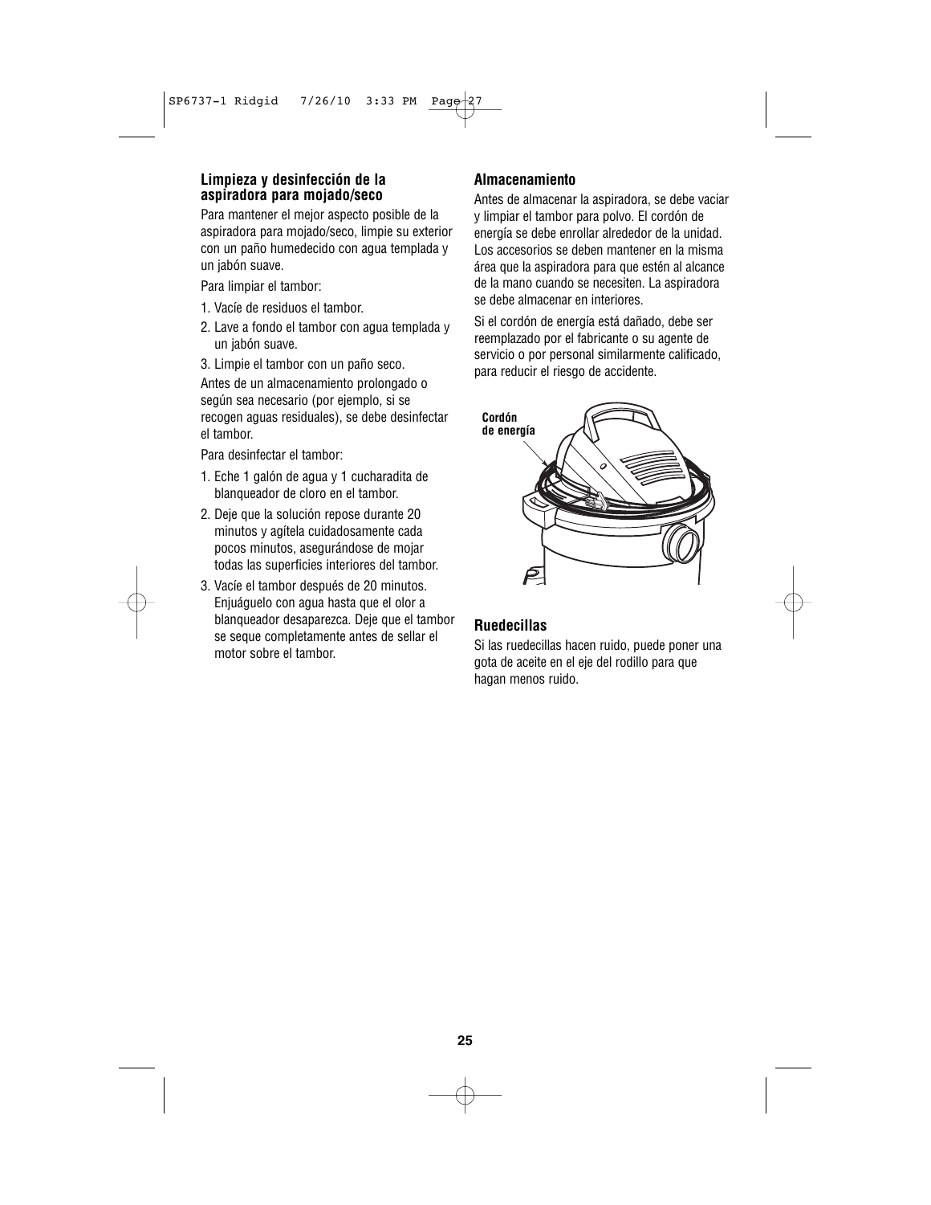### Limpieza y desinfección de la aspiradora para mojado/seco

Para mantener el mejor aspecto posible de la aspiradora para mojado/seco, limpie su exterior con un paño humedecido con agua templada y un jabón suave.

Para limpiar el tambor:

1. Vacíe de residuos el tambor.
2. Lave a fondo el tambor con agua templada y un jabón suave.
3. Limpie el tambor con un paño seco.

Antes de un almacenamiento prolongado o según sea necesario (por ejemplo, si se recogen aguas residuales), se debe desinfectar el tambor.

Para desinfectar el tambor:

1. Eche 1 galón de agua y 1 cucharadita de blanqueador de cloro en el tambor.
2. Deje que la solución repose durante 20 minutos y agítela cuidadosamente cada pocos minutos, asegurándose de mojar todas las superficies interiores del tambor.
3. Vacíe el tambor después de 20 minutos. Enjuáguelo con agua hasta que el olor a blanqueador desaparezca. Deje que el tambor se seque completamente antes de sellar el motor sobre el tambor.

### Almacenamiento

Antes de almacenar la aspiradora, se debe vaciar y limpiar el tambor para polvo. El cordón de energía se debe enrollar alrededor de la unidad. Los accesorios se deben mantener en la misma área que la aspiradora para que estén al alcance de la mano cuando se necesiten. La aspiradora se debe almacenar en interiores.

Si el cordón de energía está dañado, debe ser reemplazado por el fabricante o su agente de servicio o por personal similarmente calificado, para reducir el riesgo de accidente.

Cordón de energía

### Ruedecillas

Si las ruedecillas hacen ruido, puede poner una gota de aceite en el eje del rodillo para que hagan menos ruido.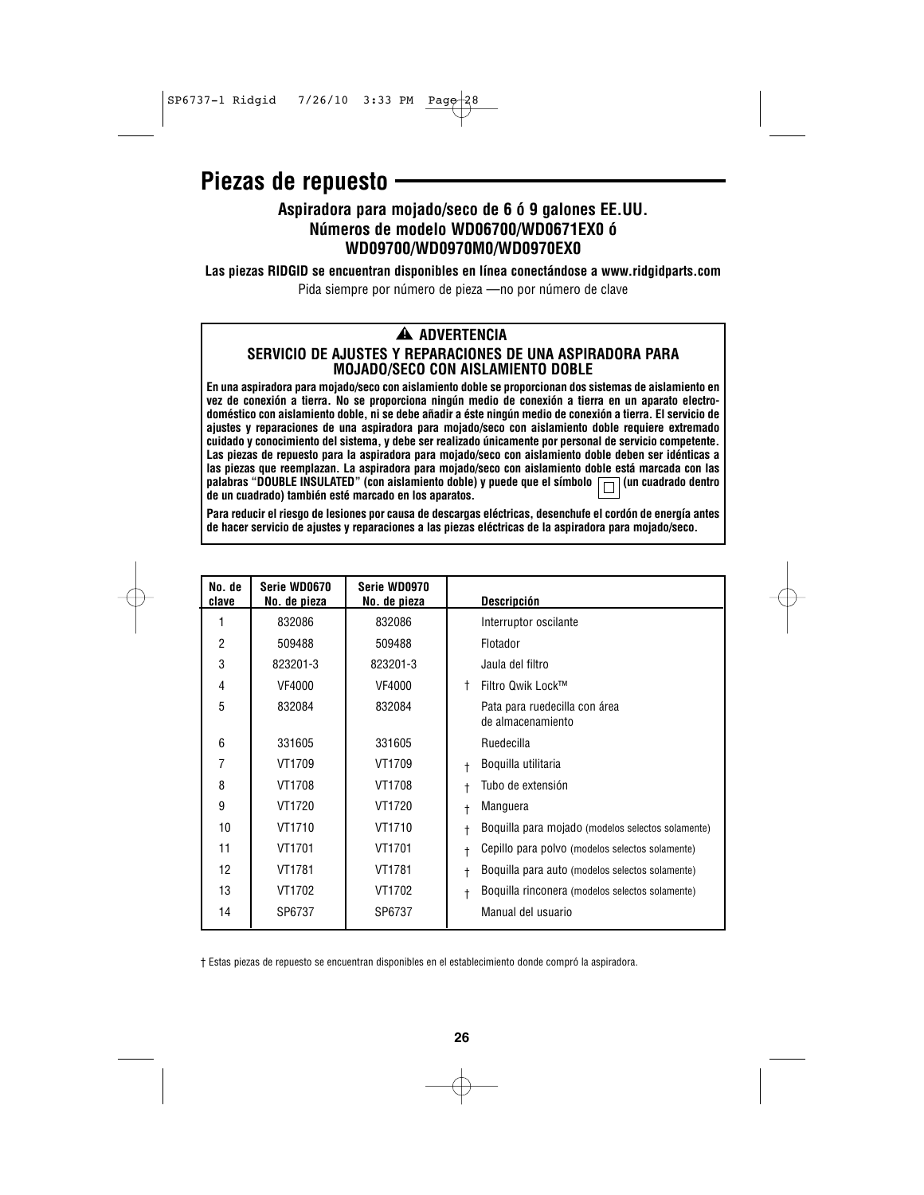# Piezas de repuesto

### Aspiradora para mojado/seco de 6 ó 9 galones EE.UU.
### Números de modelo WD06700/WD0671EX0 ó WD09700/WD0970M0/WD0970EX0

**Las piezas RIDGID se encuentran disponibles en línea conectándose a www.ridgidparts.com**

Pida siempre por número de pieza —no por número de clave

> **⚠ ADVERTENCIA**
>
> **SERVICIO DE AJUSTES Y REPARACIONES DE UNA ASPIRADORA PARA MOJADO/SECO CON AISLAMIENTO DOBLE**
>
> **En una aspiradora para mojado/seco con aislamiento doble se proporcionan dos sistemas de aislamiento en vez de conexión a tierra. No se proporciona ningún medio de conexión a tierra en un aparato electrodoméstico con aislamiento doble, ni se debe añadir a éste ningún medio de conexión a tierra. El servicio de ajustes y reparaciones de una aspiradora para mojado/seco con aislamiento doble requiere extremado cuidado y conocimiento del sistema, y debe ser realizado únicamente por personal de servicio competente. Las piezas de repuesto para la aspiradora para mojado/seco con aislamiento doble deben ser idénticas a las piezas que reemplazan. La aspiradora para mojado/seco con aislamiento doble está marcada con las palabras "DOUBLE INSULATED" (con aislamiento doble) y puede que el símbolo ⧈ (un cuadrado dentro de un cuadrado) también esté marcado en los aparatos.**
>
> **Para reducir el riesgo de lesiones por causa de descargas eléctricas, desenchufe el cordón de energía antes de hacer servicio de ajustes y reparaciones a las piezas eléctricas de la aspiradora para mojado/seco.**

| No. de clave | Serie WD0670 No. de pieza | Serie WD0970 No. de pieza | | Descripción |
|---|---|---|---|---|
| 1 | 832086 | 832086 | | Interruptor oscilante |
| 2 | 509488 | 509488 | | Flotador |
| 3 | 823201-3 | 823201-3 | | Jaula del filtro |
| 4 | VF4000 | VF4000 | † | Filtro Qwik Lock™ |
| 5 | 832084 | 832084 | | Pata para ruedecilla con área de almacenamiento |
| 6 | 331605 | 331605 | | Ruedecilla |
| 7 | VT1709 | VT1709 | † | Boquilla utilitaria |
| 8 | VT1708 | VT1708 | † | Tubo de extensión |
| 9 | VT1720 | VT1720 | † | Manguera |
| 10 | VT1710 | VT1710 | † | Boquilla para mojado (modelos selectos solamente) |
| 11 | VT1701 | VT1701 | † | Cepillo para polvo (modelos selectos solamente) |
| 12 | VT1781 | VT1781 | † | Boquilla para auto (modelos selectos solamente) |
| 13 | VT1702 | VT1702 | † | Boquilla rinconera (modelos selectos solamente) |
| 14 | SP6737 | SP6737 | | Manual del usuario |

† Estas piezas de repuesto se encuentran disponibles en el establecimiento donde compró la aspiradora.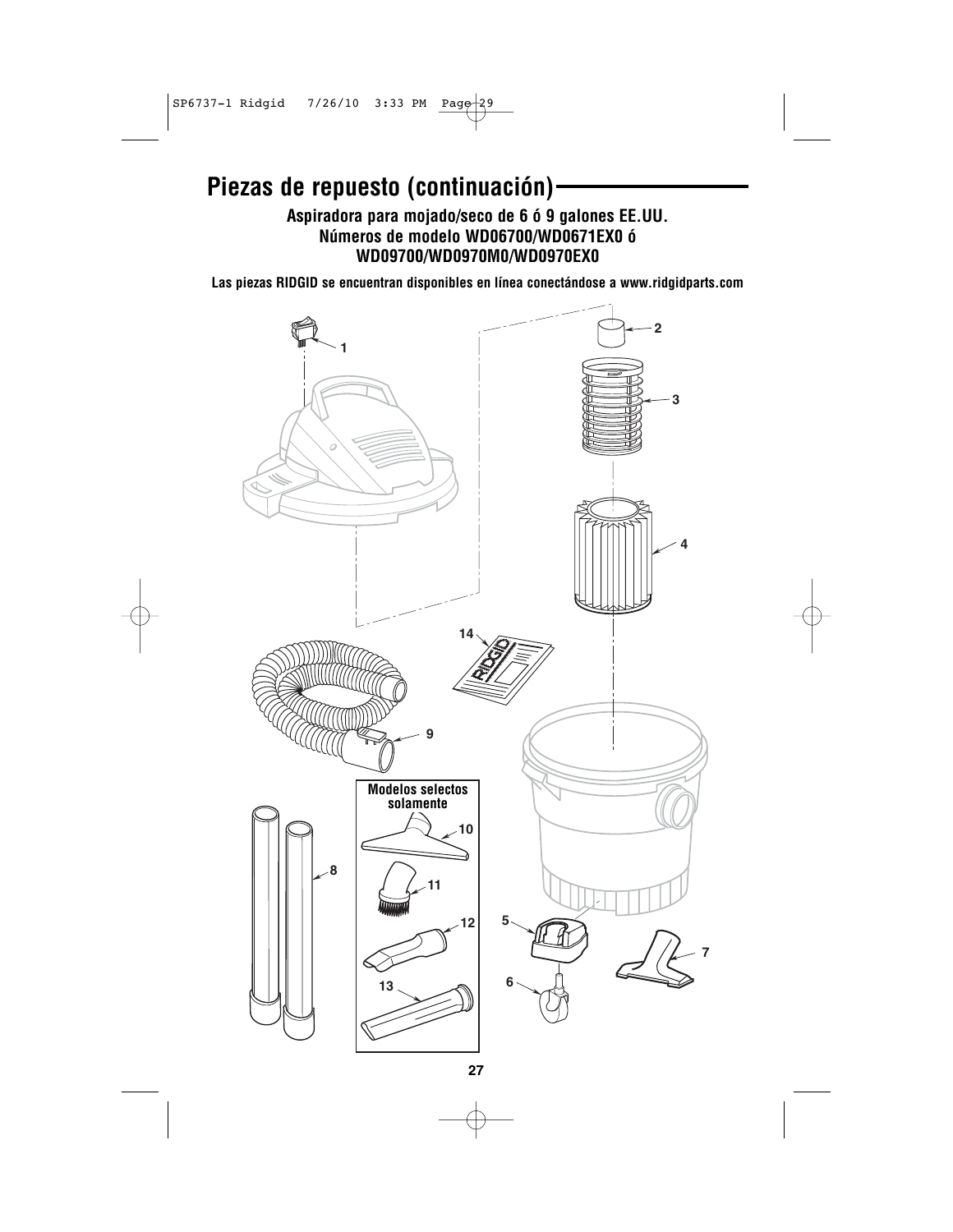## Piezas de repuesto (continuación)

**Aspiradora para mojado/seco de 6 ó 9 galones EE.UU.**
**Números de modelo WD06700/WD0671EX0 ó**
**WD09700/WD0970M0/WD0970EX0**

**Las piezas RIDGID se encuentran disponibles en línea conectándose a www.ridgidparts.com**

1
2
3
4
14
9
Modelos selectos solamente
10
11
12
13
8
5
6
7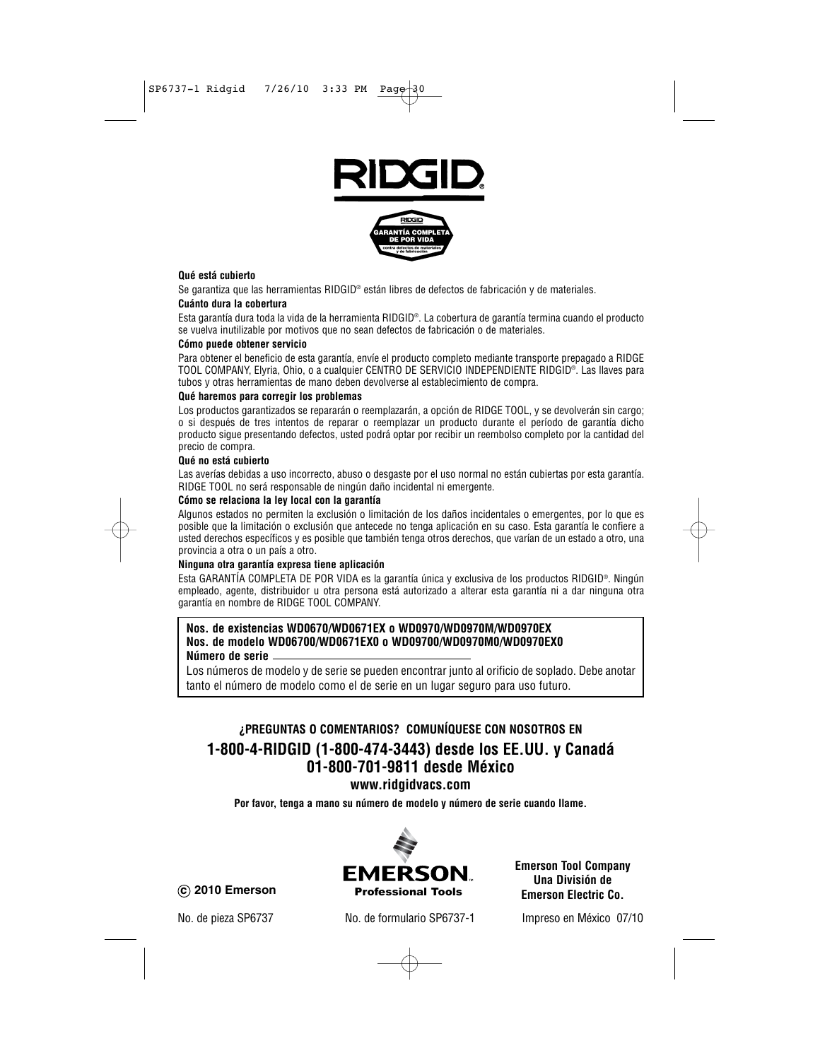RIDGID®

RIDGID
GARANTÍA COMPLETA DE POR VIDA
contra defectos de materiales y de fabricación

**Qué está cubierto**

Se garantiza que las herramientas RIDGID® están libres de defectos de fabricación y de materiales.

**Cuánto dura la cobertura**

Esta garantía dura toda la vida de la herramienta RIDGID®. La cobertura de garantía termina cuando el producto se vuelva inutilizable por motivos que no sean defectos de fabricación o de materiales.

**Cómo puede obtener servicio**

Para obtener el beneficio de esta garantía, envíe el producto completo mediante transporte prepagado a RIDGE TOOL COMPANY, Elyria, Ohio, o a cualquier CENTRO DE SERVICIO INDEPENDIENTE RIDGID®. Las llaves para tubos y otras herramientas de mano deben devolverse al establecimiento de compra.

**Qué haremos para corregir los problemas**

Los productos garantizados se repararán o reemplazarán, a opción de RIDGE TOOL, y se devolverán sin cargo; o si después de tres intentos de reparar o reemplazar un producto durante el período de garantía dicho producto sigue presentando defectos, usted podrá optar por recibir un reembolso completo por la cantidad del precio de compra.

**Qué no está cubierto**

Las averías debidas a uso incorrecto, abuso o desgaste por el uso normal no están cubiertas por esta garantía. RIDGE TOOL no será responsable de ningún daño incidental ni emergente.

**Cómo se relaciona la ley local con la garantía**

Algunos estados no permiten la exclusión o limitación de los daños incidentales o emergentes, por lo que es posible que la limitación o exclusión que antecede no tenga aplicación en su caso. Esta garantía le confiere a usted derechos específicos y es posible que también tenga otros derechos, que varían de un estado a otro, una provincia a otra o un país a otro.

**Ninguna otra garantía expresa tiene aplicación**

Esta GARANTÍA COMPLETA DE POR VIDA es la garantía única y exclusiva de los productos RIDGID®. Ningún empleado, agente, distribuidor u otra persona está autorizado a alterar esta garantía ni a dar ninguna otra garantía en nombre de RIDGE TOOL COMPANY.

**Nos. de existencias WD0670/WD0671EX o WD0970/WD0970M/WD0970EX**
**Nos. de modelo WD06700/WD0671EX0 o WD09700/WD0970M0/WD0970EX0**
**Número de serie** ____________________

Los números de modelo y de serie se pueden encontrar junto al orificio de soplado. Debe anotar tanto el número de modelo como el de serie en un lugar seguro para uso futuro.

**¿PREGUNTAS O COMENTARIOS? COMUNÍQUESE CON NOSOTROS EN**

## 1-800-4-RIDGID (1-800-474-3443) desde los EE.UU. y Canadá
## 01-800-701-9811 desde México

**www.ridgidvacs.com**

**Por favor, tenga a mano su número de modelo y número de serie cuando llame.**

EMERSON™
Professional Tools

**Emerson Tool Company**
**Una División de**
**Emerson Electric Co.**

© 2010 Emerson

No. de pieza SP6737 No. de formulario SP6737-1 Impreso en México 07/10